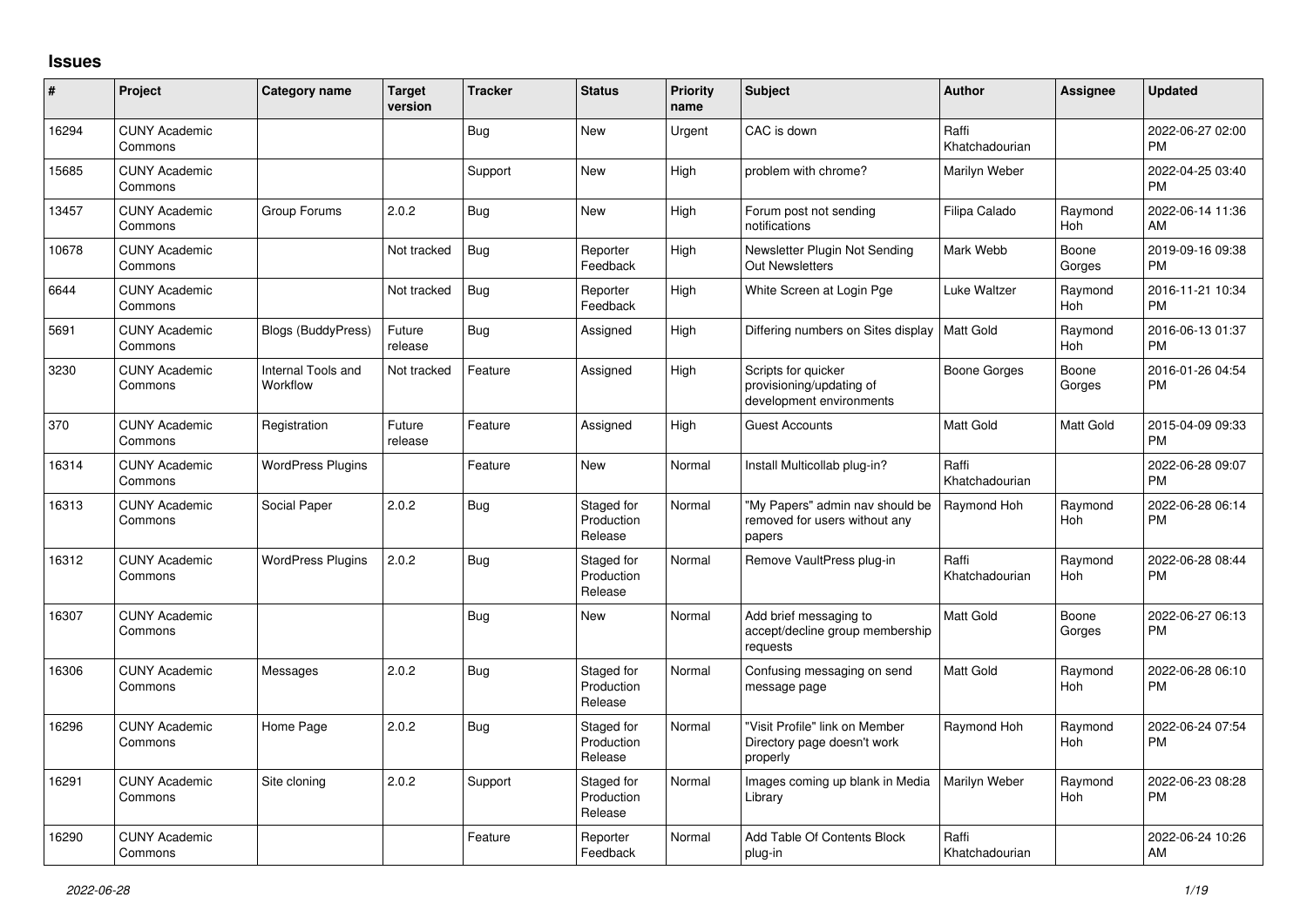## Issues

| # | Project | Category name | Target version | Tracker | Status | Priority name | Subject | Author | Assignee | Updated |
|---|---|---|---|---|---|---|---|---|---|---|
| 16294 | CUNY Academic Commons | | | Bug | New | Urgent | CAC is down | Raffi Khatchadourian | | 2022-06-27 02:00 PM |
| 15685 | CUNY Academic Commons | | | Support | New | High | problem with chrome? | Marilyn Weber | | 2022-04-25 03:40 PM |
| 13457 | CUNY Academic Commons | Group Forums | 2.0.2 | Bug | New | High | Forum post not sending notifications | Filipa Calado | Raymond Hoh | 2022-06-14 11:36 AM |
| 10678 | CUNY Academic Commons | | Not tracked | Bug | Reporter Feedback | High | Newsletter Plugin Not Sending Out Newsletters | Mark Webb | Boone Gorges | 2019-09-16 09:38 PM |
| 6644 | CUNY Academic Commons | | Not tracked | Bug | Reporter Feedback | High | White Screen at Login Pge | Luke Waltzer | Raymond Hoh | 2016-11-21 10:34 PM |
| 5691 | CUNY Academic Commons | Blogs (BuddyPress) | Future release | Bug | Assigned | High | Differing numbers on Sites display | Matt Gold | Raymond Hoh | 2016-06-13 01:37 PM |
| 3230 | CUNY Academic Commons | Internal Tools and Workflow | Not tracked | Feature | Assigned | High | Scripts for quicker provisioning/updating of development environments | Boone Gorges | Boone Gorges | 2016-01-26 04:54 PM |
| 370 | CUNY Academic Commons | Registration | Future release | Feature | Assigned | High | Guest Accounts | Matt Gold | Matt Gold | 2015-04-09 09:33 PM |
| 16314 | CUNY Academic Commons | WordPress Plugins | | Feature | New | Normal | Install Multicollab plug-in? | Raffi Khatchadourian | | 2022-06-28 09:07 PM |
| 16313 | CUNY Academic Commons | Social Paper | 2.0.2 | Bug | Staged for Production Release | Normal | "My Papers" admin nav should be removed for users without any papers | Raymond Hoh | Raymond Hoh | 2022-06-28 06:14 PM |
| 16312 | CUNY Academic Commons | WordPress Plugins | 2.0.2 | Bug | Staged for Production Release | Normal | Remove VaultPress plug-in | Raffi Khatchadourian | Raymond Hoh | 2022-06-28 08:44 PM |
| 16307 | CUNY Academic Commons | | | Bug | New | Normal | Add brief messaging to accept/decline group membership requests | Matt Gold | Boone Gorges | 2022-06-27 06:13 PM |
| 16306 | CUNY Academic Commons | Messages | 2.0.2 | Bug | Staged for Production Release | Normal | Confusing messaging on send message page | Matt Gold | Raymond Hoh | 2022-06-28 06:10 PM |
| 16296 | CUNY Academic Commons | Home Page | 2.0.2 | Bug | Staged for Production Release | Normal | "Visit Profile" link on Member Directory page doesn't work properly | Raymond Hoh | Raymond Hoh | 2022-06-24 07:54 PM |
| 16291 | CUNY Academic Commons | Site cloning | 2.0.2 | Support | Staged for Production Release | Normal | Images coming up blank in Media Library | Marilyn Weber | Raymond Hoh | 2022-06-23 08:28 PM |
| 16290 | CUNY Academic Commons | | | Feature | Reporter Feedback | Normal | Add Table Of Contents Block plug-in | Raffi Khatchadourian | | 2022-06-24 10:26 AM |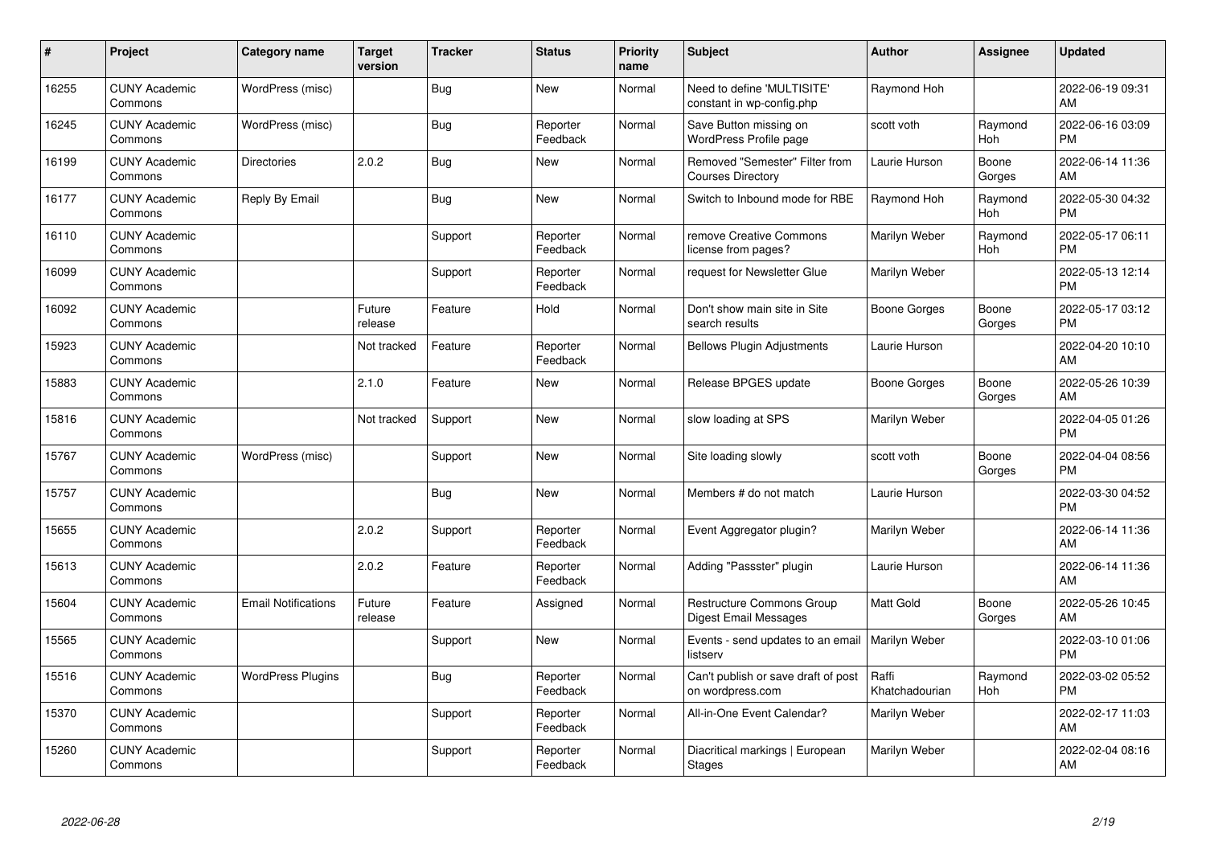| # | Project | Category name | Target version | Tracker | Status | Priority name | Subject | Author | Assignee | Updated |
|---|---|---|---|---|---|---|---|---|---|---|
| 16255 | CUNY Academic Commons | WordPress (misc) | | Bug | New | Normal | Need to define 'MULTISITE' constant in wp-config.php | Raymond Hoh | | 2022-06-19 09:31 AM |
| 16245 | CUNY Academic Commons | WordPress (misc) | | Bug | Reporter Feedback | Normal | Save Button missing on WordPress Profile page | scott voth | Raymond Hoh | 2022-06-16 03:09 PM |
| 16199 | CUNY Academic Commons | Directories | 2.0.2 | Bug | New | Normal | Removed "Semester" Filter from Courses Directory | Laurie Hurson | Boone Gorges | 2022-06-14 11:36 AM |
| 16177 | CUNY Academic Commons | Reply By Email | | Bug | New | Normal | Switch to Inbound mode for RBE | Raymond Hoh | Raymond Hoh | 2022-05-30 04:32 PM |
| 16110 | CUNY Academic Commons | | | Support | Reporter Feedback | Normal | remove Creative Commons license from pages? | Marilyn Weber | Raymond Hoh | 2022-05-17 06:11 PM |
| 16099 | CUNY Academic Commons | | | Support | Reporter Feedback | Normal | request for Newsletter Glue | Marilyn Weber | | 2022-05-13 12:14 PM |
| 16092 | CUNY Academic Commons | | Future release | Feature | Hold | Normal | Don't show main site in Site search results | Boone Gorges | Boone Gorges | 2022-05-17 03:12 PM |
| 15923 | CUNY Academic Commons | | Not tracked | Feature | Reporter Feedback | Normal | Bellows Plugin Adjustments | Laurie Hurson | | 2022-04-20 10:10 AM |
| 15883 | CUNY Academic Commons | | 2.1.0 | Feature | New | Normal | Release BPGES update | Boone Gorges | Boone Gorges | 2022-05-26 10:39 AM |
| 15816 | CUNY Academic Commons | | Not tracked | Support | New | Normal | slow loading at SPS | Marilyn Weber | | 2022-04-05 01:26 PM |
| 15767 | CUNY Academic Commons | WordPress (misc) | | Support | New | Normal | Site loading slowly | scott voth | Boone Gorges | 2022-04-04 08:56 PM |
| 15757 | CUNY Academic Commons | | | Bug | New | Normal | Members # do not match | Laurie Hurson | | 2022-03-30 04:52 PM |
| 15655 | CUNY Academic Commons | | 2.0.2 | Support | Reporter Feedback | Normal | Event Aggregator plugin? | Marilyn Weber | | 2022-06-14 11:36 AM |
| 15613 | CUNY Academic Commons | | 2.0.2 | Feature | Reporter Feedback | Normal | Adding "Passster" plugin | Laurie Hurson | | 2022-06-14 11:36 AM |
| 15604 | CUNY Academic Commons | Email Notifications | Future release | Feature | Assigned | Normal | Restructure Commons Group Digest Email Messages | Matt Gold | Boone Gorges | 2022-05-26 10:45 AM |
| 15565 | CUNY Academic Commons | | | Support | New | Normal | Events - send updates to an email listserv | Marilyn Weber | | 2022-03-10 01:06 PM |
| 15516 | CUNY Academic Commons | WordPress Plugins | | Bug | Reporter Feedback | Normal | Can't publish or save draft of post on wordpress.com | Raffi Khatchadourian | Raymond Hoh | 2022-03-02 05:52 PM |
| 15370 | CUNY Academic Commons | | | Support | Reporter Feedback | Normal | All-in-One Event Calendar? | Marilyn Weber | | 2022-02-17 11:03 AM |
| 15260 | CUNY Academic Commons | | | Support | Reporter Feedback | Normal | Diacritical markings \| European Stages | Marilyn Weber | | 2022-02-04 08:16 AM |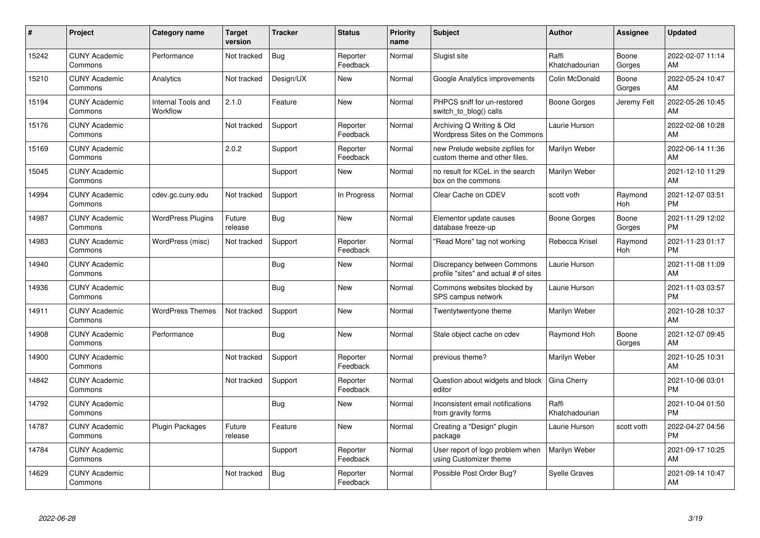| # | Project | Category name | Target version | Tracker | Status | Priority name | Subject | Author | Assignee | Updated |
|---|---|---|---|---|---|---|---|---|---|---|
| 15242 | CUNY Academic Commons | Performance | Not tracked | Bug | Reporter Feedback | Normal | Slugist site | Raffi Khatchadourian | Boone Gorges | 2022-02-07 11:14 AM |
| 15210 | CUNY Academic Commons | Analytics | Not tracked | Design/UX | New | Normal | Google Analytics improvements | Colin McDonald | Boone Gorges | 2022-05-24 10:47 AM |
| 15194 | CUNY Academic Commons | Internal Tools and Workflow | 2.1.0 | Feature | New | Normal | PHPCS sniff for un-restored switch_to_blog() calls | Boone Gorges | Jeremy Felt | 2022-05-26 10:45 AM |
| 15176 | CUNY Academic Commons | | Not tracked | Support | Reporter Feedback | Normal | Archiving Q Writing & Old Wordpress Sites on the Commons | Laurie Hurson | | 2022-02-08 10:28 AM |
| 15169 | CUNY Academic Commons | | 2.0.2 | Support | Reporter Feedback | Normal | new Prelude website zipfiles for custom theme and other files. | Marilyn Weber | | 2022-06-14 11:36 AM |
| 15045 | CUNY Academic Commons | | | Support | New | Normal | no result for KCeL in the search box on the commons | Marilyn Weber | | 2021-12-10 11:29 AM |
| 14994 | CUNY Academic Commons | cdev.gc.cuny.edu | Not tracked | Support | In Progress | Normal | Clear Cache on CDEV | scott voth | Raymond Hoh | 2021-12-07 03:51 PM |
| 14987 | CUNY Academic Commons | WordPress Plugins | Future release | Bug | New | Normal | Elementor update causes database freeze-up | Boone Gorges | Boone Gorges | 2021-11-29 12:02 PM |
| 14983 | CUNY Academic Commons | WordPress (misc) | Not tracked | Support | Reporter Feedback | Normal | "Read More" tag not working | Rebecca Krisel | Raymond Hoh | 2021-11-23 01:17 PM |
| 14940 | CUNY Academic Commons | | | Bug | New | Normal | Discrepancy between Commons profile "sites" and actual # of sites | Laurie Hurson | | 2021-11-08 11:09 AM |
| 14936 | CUNY Academic Commons | | | Bug | New | Normal | Commons websites blocked by SPS campus network | Laurie Hurson | | 2021-11-03 03:57 PM |
| 14911 | CUNY Academic Commons | WordPress Themes | Not tracked | Support | New | Normal | Twentytwentyone theme | Marilyn Weber | | 2021-10-28 10:37 AM |
| 14908 | CUNY Academic Commons | Performance | | Bug | New | Normal | Stale object cache on cdev | Raymond Hoh | Boone Gorges | 2021-12-07 09:45 AM |
| 14900 | CUNY Academic Commons | | Not tracked | Support | Reporter Feedback | Normal | previous theme? | Marilyn Weber | | 2021-10-25 10:31 AM |
| 14842 | CUNY Academic Commons | | Not tracked | Support | Reporter Feedback | Normal | Question about widgets and block editor | Gina Cherry | | 2021-10-06 03:01 PM |
| 14792 | CUNY Academic Commons | | | Bug | New | Normal | Inconsistent email notifications from gravity forms | Raffi Khatchadourian | | 2021-10-04 01:50 PM |
| 14787 | CUNY Academic Commons | Plugin Packages | Future release | Feature | New | Normal | Creating a "Design" plugin package | Laurie Hurson | scott voth | 2022-04-27 04:56 PM |
| 14784 | CUNY Academic Commons | | | Support | Reporter Feedback | Normal | User report of logo problem when using Customizer theme | Marilyn Weber | | 2021-09-17 10:25 AM |
| 14629 | CUNY Academic Commons | | Not tracked | Bug | Reporter Feedback | Normal | Possible Post Order Bug? | Syelle Graves | | 2021-09-14 10:47 AM |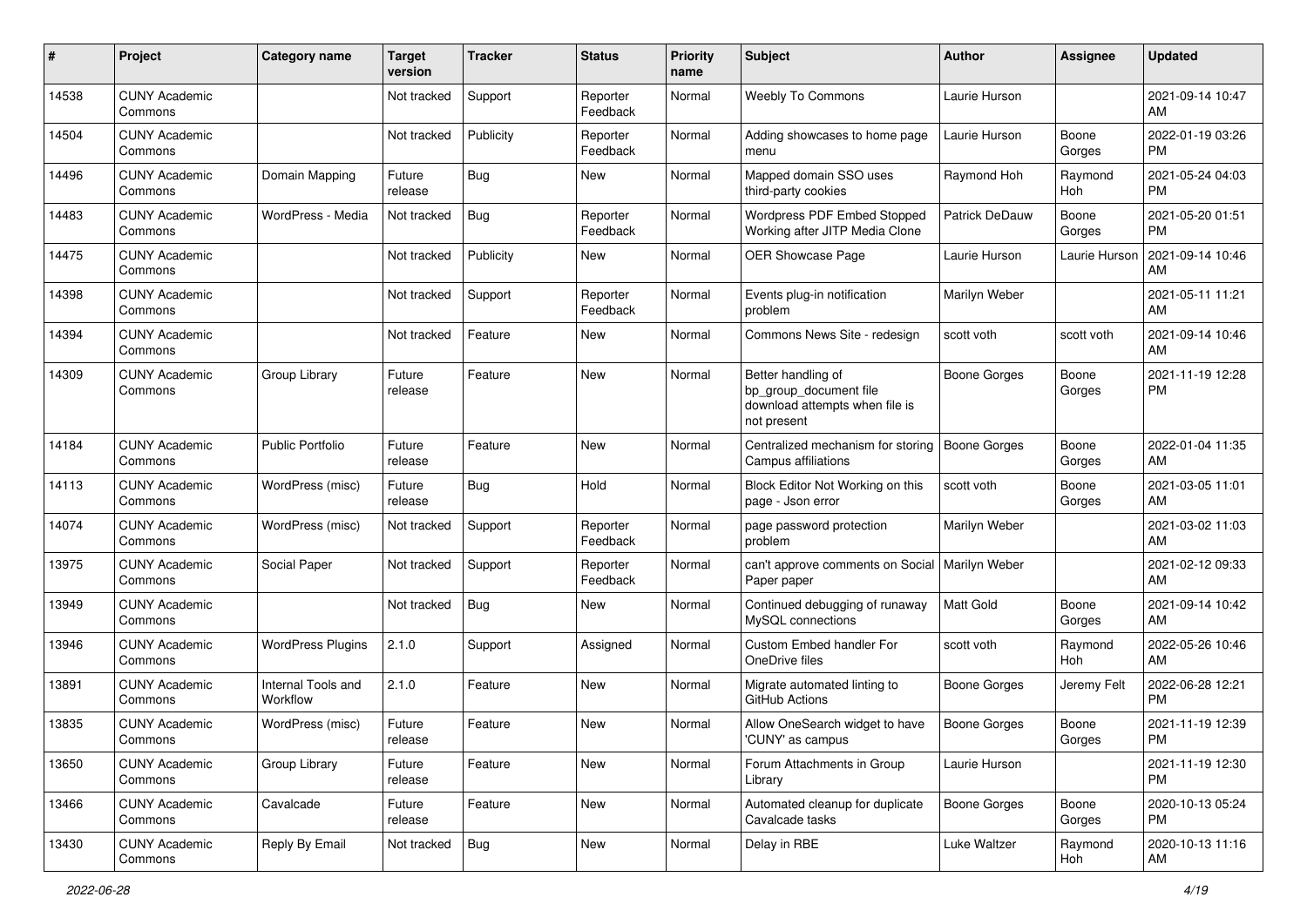| # | Project | Category name | Target version | Tracker | Status | Priority name | Subject | Author | Assignee | Updated |
|---|---|---|---|---|---|---|---|---|---|---|
| 14538 | CUNY Academic Commons | | Not tracked | Support | Reporter Feedback | Normal | Weebly To Commons | Laurie Hurson | | 2021-09-14 10:47 AM |
| 14504 | CUNY Academic Commons | | Not tracked | Publicity | Reporter Feedback | Normal | Adding showcases to home page menu | Laurie Hurson | Boone Gorges | 2022-01-19 03:26 PM |
| 14496 | CUNY Academic Commons | Domain Mapping | Future release | Bug | New | Normal | Mapped domain SSO uses third-party cookies | Raymond Hoh | Raymond Hoh | 2021-05-24 04:03 PM |
| 14483 | CUNY Academic Commons | WordPress - Media | Not tracked | Bug | Reporter Feedback | Normal | Wordpress PDF Embed Stopped Working after JITP Media Clone | Patrick DeDauw | Boone Gorges | 2021-05-20 01:51 PM |
| 14475 | CUNY Academic Commons | | Not tracked | Publicity | New | Normal | OER Showcase Page | Laurie Hurson | Laurie Hurson | 2021-09-14 10:46 AM |
| 14398 | CUNY Academic Commons | | Not tracked | Support | Reporter Feedback | Normal | Events plug-in notification problem | Marilyn Weber | | 2021-05-11 11:21 AM |
| 14394 | CUNY Academic Commons | | Not tracked | Feature | New | Normal | Commons News Site - redesign | scott voth | scott voth | 2021-09-14 10:46 AM |
| 14309 | CUNY Academic Commons | Group Library | Future release | Feature | New | Normal | Better handling of bp_group_document file download attempts when file is not present | Boone Gorges | Boone Gorges | 2021-11-19 12:28 PM |
| 14184 | CUNY Academic Commons | Public Portfolio | Future release | Feature | New | Normal | Centralized mechanism for storing Campus affiliations | Boone Gorges | Boone Gorges | 2022-01-04 11:35 AM |
| 14113 | CUNY Academic Commons | WordPress (misc) | Future release | Bug | Hold | Normal | Block Editor Not Working on this page - Json error | scott voth | Boone Gorges | 2021-03-05 11:01 AM |
| 14074 | CUNY Academic Commons | WordPress (misc) | Not tracked | Support | Reporter Feedback | Normal | page password protection problem | Marilyn Weber | | 2021-03-02 11:03 AM |
| 13975 | CUNY Academic Commons | Social Paper | Not tracked | Support | Reporter Feedback | Normal | can't approve comments on Social Paper paper | Marilyn Weber | | 2021-02-12 09:33 AM |
| 13949 | CUNY Academic Commons | | Not tracked | Bug | New | Normal | Continued debugging of runaway MySQL connections | Matt Gold | Boone Gorges | 2021-09-14 10:42 AM |
| 13946 | CUNY Academic Commons | WordPress Plugins | 2.1.0 | Support | Assigned | Normal | Custom Embed handler For OneDrive files | scott voth | Raymond Hoh | 2022-05-26 10:46 AM |
| 13891 | CUNY Academic Commons | Internal Tools and Workflow | 2.1.0 | Feature | New | Normal | Migrate automated linting to GitHub Actions | Boone Gorges | Jeremy Felt | 2022-06-28 12:21 PM |
| 13835 | CUNY Academic Commons | WordPress (misc) | Future release | Feature | New | Normal | Allow OneSearch widget to have 'CUNY' as campus | Boone Gorges | Boone Gorges | 2021-11-19 12:39 PM |
| 13650 | CUNY Academic Commons | Group Library | Future release | Feature | New | Normal | Forum Attachments in Group Library | Laurie Hurson | | 2021-11-19 12:30 PM |
| 13466 | CUNY Academic Commons | Cavalcade | Future release | Feature | New | Normal | Automated cleanup for duplicate Cavalcade tasks | Boone Gorges | Boone Gorges | 2020-10-13 05:24 PM |
| 13430 | CUNY Academic Commons | Reply By Email | Not tracked | Bug | New | Normal | Delay in RBE | Luke Waltzer | Raymond Hoh | 2020-10-13 11:16 AM |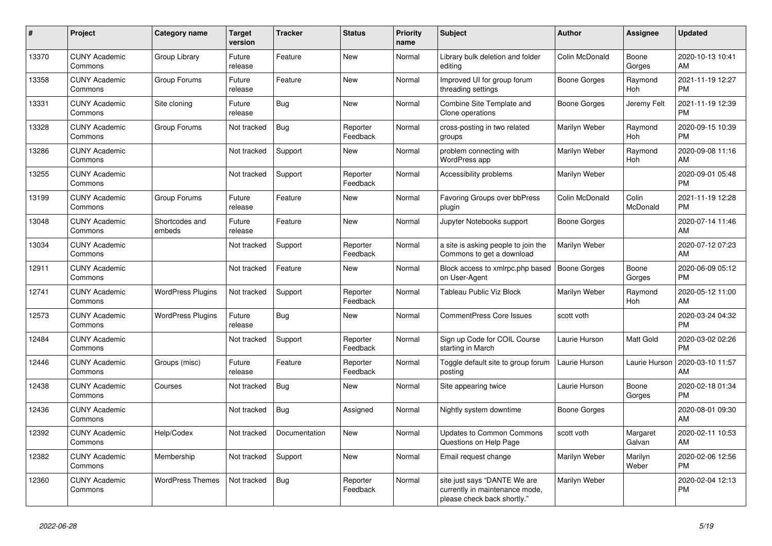| # | Project | Category name | Target version | Tracker | Status | Priority name | Subject | Author | Assignee | Updated |
|---|---|---|---|---|---|---|---|---|---|---|
| 13370 | CUNY Academic Commons | Group Library | Future release | Feature | New | Normal | Library bulk deletion and folder editing | Colin McDonald | Boone Gorges | 2020-10-13 10:41 AM |
| 13358 | CUNY Academic Commons | Group Forums | Future release | Feature | New | Normal | Improved UI for group forum threading settings | Boone Gorges | Raymond Hoh | 2021-11-19 12:27 PM |
| 13331 | CUNY Academic Commons | Site cloning | Future release | Bug | New | Normal | Combine Site Template and Clone operations | Boone Gorges | Jeremy Felt | 2021-11-19 12:39 PM |
| 13328 | CUNY Academic Commons | Group Forums | Not tracked | Bug | Reporter Feedback | Normal | cross-posting in two related groups | Marilyn Weber | Raymond Hoh | 2020-09-15 10:39 PM |
| 13286 | CUNY Academic Commons | | Not tracked | Support | New | Normal | problem connecting with WordPress app | Marilyn Weber | Raymond Hoh | 2020-09-08 11:16 AM |
| 13255 | CUNY Academic Commons | | Not tracked | Support | Reporter Feedback | Normal | Accessibility problems | Marilyn Weber | | 2020-09-01 05:48 PM |
| 13199 | CUNY Academic Commons | Group Forums | Future release | Feature | New | Normal | Favoring Groups over bbPress plugin | Colin McDonald | Colin McDonald | 2021-11-19 12:28 PM |
| 13048 | CUNY Academic Commons | Shortcodes and embeds | Future release | Feature | New | Normal | Jupyter Notebooks support | Boone Gorges | | 2020-07-14 11:46 AM |
| 13034 | CUNY Academic Commons | | Not tracked | Support | Reporter Feedback | Normal | a site is asking people to join the Commons to get a download | Marilyn Weber | | 2020-07-12 07:23 AM |
| 12911 | CUNY Academic Commons | | Not tracked | Feature | New | Normal | Block access to xmlrpc.php based on User-Agent | Boone Gorges | Boone Gorges | 2020-06-09 05:12 PM |
| 12741 | CUNY Academic Commons | WordPress Plugins | Not tracked | Support | Reporter Feedback | Normal | Tableau Public Viz Block | Marilyn Weber | Raymond Hoh | 2020-05-12 11:00 AM |
| 12573 | CUNY Academic Commons | WordPress Plugins | Future release | Bug | New | Normal | CommentPress Core Issues | scott voth | | 2020-03-24 04:32 PM |
| 12484 | CUNY Academic Commons | | Not tracked | Support | Reporter Feedback | Normal | Sign up Code for COIL Course starting in March | Laurie Hurson | Matt Gold | 2020-03-02 02:26 PM |
| 12446 | CUNY Academic Commons | Groups (misc) | Future release | Feature | Reporter Feedback | Normal | Toggle default site to group forum posting | Laurie Hurson | Laurie Hurson | 2020-03-10 11:57 AM |
| 12438 | CUNY Academic Commons | Courses | Not tracked | Bug | New | Normal | Site appearing twice | Laurie Hurson | Boone Gorges | 2020-02-18 01:34 PM |
| 12436 | CUNY Academic Commons | | Not tracked | Bug | Assigned | Normal | Nightly system downtime | Boone Gorges | | 2020-08-01 09:30 AM |
| 12392 | CUNY Academic Commons | Help/Codex | Not tracked | Documentation | New | Normal | Updates to Common Commons Questions on Help Page | scott voth | Margaret Galvan | 2020-02-11 10:53 AM |
| 12382 | CUNY Academic Commons | Membership | Not tracked | Support | New | Normal | Email request change | Marilyn Weber | Marilyn Weber | 2020-02-06 12:56 PM |
| 12360 | CUNY Academic Commons | WordPress Themes | Not tracked | Bug | Reporter Feedback | Normal | site just says "DANTE We are currently in maintenance mode, please check back shortly." | Marilyn Weber | | 2020-02-04 12:13 PM |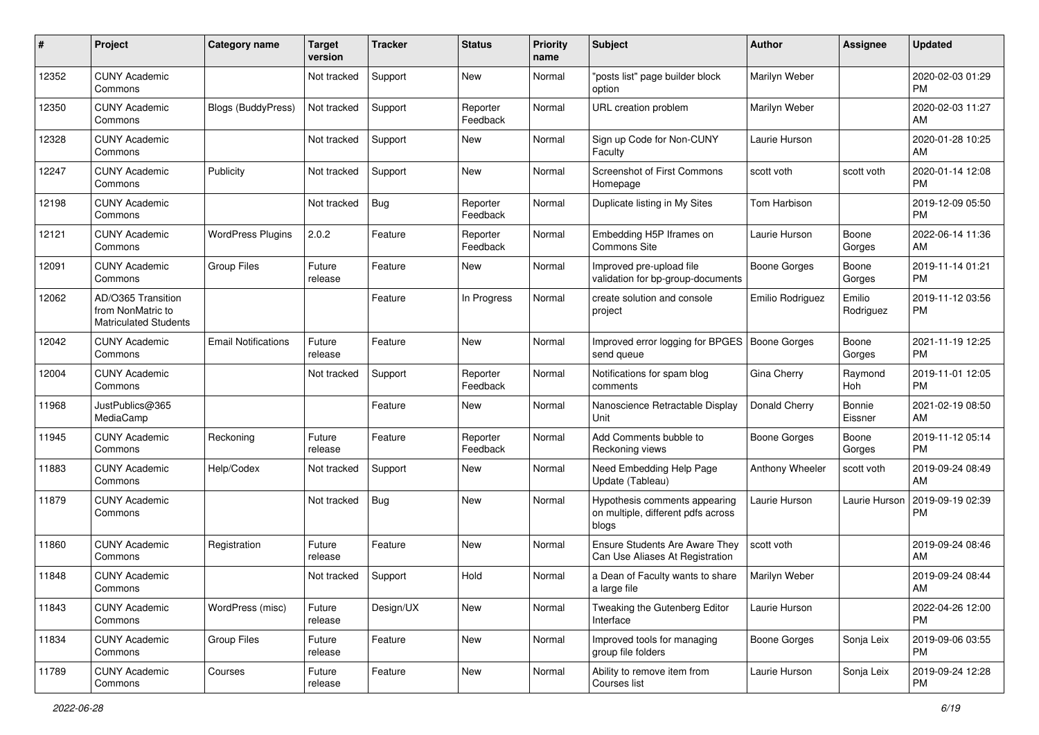| # | Project | Category name | Target version | Tracker | Status | Priority name | Subject | Author | Assignee | Updated |
|---|---|---|---|---|---|---|---|---|---|---|
| 12352 | CUNY Academic Commons | | Not tracked | Support | New | Normal | "posts list" page builder block option | Marilyn Weber | | 2020-02-03 01:29 PM |
| 12350 | CUNY Academic Commons | Blogs (BuddyPress) | Not tracked | Support | Reporter Feedback | Normal | URL creation problem | Marilyn Weber | | 2020-02-03 11:27 AM |
| 12328 | CUNY Academic Commons | | Not tracked | Support | New | Normal | Sign up Code for Non-CUNY Faculty | Laurie Hurson | | 2020-01-28 10:25 AM |
| 12247 | CUNY Academic Commons | Publicity | Not tracked | Support | New | Normal | Screenshot of First Commons Homepage | scott voth | scott voth | 2020-01-14 12:08 PM |
| 12198 | CUNY Academic Commons | | Not tracked | Bug | Reporter Feedback | Normal | Duplicate listing in My Sites | Tom Harbison | | 2019-12-09 05:50 PM |
| 12121 | CUNY Academic Commons | WordPress Plugins | 2.0.2 | Feature | Reporter Feedback | Normal | Embedding H5P Iframes on Commons Site | Laurie Hurson | Boone Gorges | 2022-06-14 11:36 AM |
| 12091 | CUNY Academic Commons | Group Files | Future release | Feature | New | Normal | Improved pre-upload file validation for bp-group-documents | Boone Gorges | Boone Gorges | 2019-11-14 01:21 PM |
| 12062 | AD/O365 Transition from NonMatric to Matriculated Students | | | Feature | In Progress | Normal | create solution and console project | Emilio Rodriguez | Emilio Rodriguez | 2019-11-12 03:56 PM |
| 12042 | CUNY Academic Commons | Email Notifications | Future release | Feature | New | Normal | Improved error logging for BPGES send queue | Boone Gorges | Boone Gorges | 2021-11-19 12:25 PM |
| 12004 | CUNY Academic Commons | | Not tracked | Support | Reporter Feedback | Normal | Notifications for spam blog comments | Gina Cherry | Raymond Hoh | 2019-11-01 12:05 PM |
| 11968 | JustPublics@365 MediaCamp | | | Feature | New | Normal | Nanoscience Retractable Display Unit | Donald Cherry | Bonnie Eissner | 2021-02-19 08:50 AM |
| 11945 | CUNY Academic Commons | Reckoning | Future release | Feature | Reporter Feedback | Normal | Add Comments bubble to Reckoning views | Boone Gorges | Boone Gorges | 2019-11-12 05:14 PM |
| 11883 | CUNY Academic Commons | Help/Codex | Not tracked | Support | New | Normal | Need Embedding Help Page Update (Tableau) | Anthony Wheeler | scott voth | 2019-09-24 08:49 AM |
| 11879 | CUNY Academic Commons | | Not tracked | Bug | New | Normal | Hypothesis comments appearing on multiple, different pdfs across blogs | Laurie Hurson | Laurie Hurson | 2019-09-19 02:39 PM |
| 11860 | CUNY Academic Commons | Registration | Future release | Feature | New | Normal | Ensure Students Are Aware They Can Use Aliases At Registration | scott voth | | 2019-09-24 08:46 AM |
| 11848 | CUNY Academic Commons | | Not tracked | Support | Hold | Normal | a Dean of Faculty wants to share a large file | Marilyn Weber | | 2019-09-24 08:44 AM |
| 11843 | CUNY Academic Commons | WordPress (misc) | Future release | Design/UX | New | Normal | Tweaking the Gutenberg Editor Interface | Laurie Hurson | | 2022-04-26 12:00 PM |
| 11834 | CUNY Academic Commons | Group Files | Future release | Feature | New | Normal | Improved tools for managing group file folders | Boone Gorges | Sonja Leix | 2019-09-06 03:55 PM |
| 11789 | CUNY Academic Commons | Courses | Future release | Feature | New | Normal | Ability to remove item from Courses list | Laurie Hurson | Sonja Leix | 2019-09-24 12:28 PM |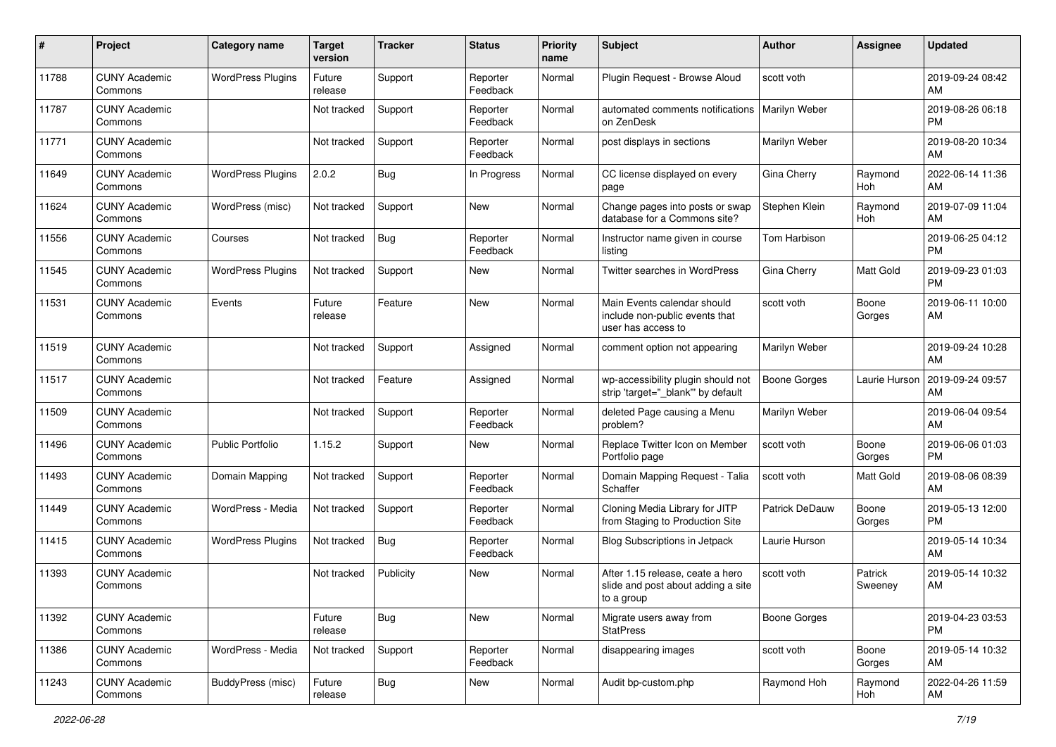| # | Project | Category name | Target version | Tracker | Status | Priority name | Subject | Author | Assignee | Updated |
|---|---|---|---|---|---|---|---|---|---|---|
| 11788 | CUNY Academic Commons | WordPress Plugins | Future release | Support | Reporter Feedback | Normal | Plugin Request - Browse Aloud | scott voth | | 2019-09-24 08:42 AM |
| 11787 | CUNY Academic Commons | | Not tracked | Support | Reporter Feedback | Normal | automated comments notifications on ZenDesk | Marilyn Weber | | 2019-08-26 06:18 PM |
| 11771 | CUNY Academic Commons | | Not tracked | Support | Reporter Feedback | Normal | post displays in sections | Marilyn Weber | | 2019-08-20 10:34 AM |
| 11649 | CUNY Academic Commons | WordPress Plugins | 2.0.2 | Bug | In Progress | Normal | CC license displayed on every page | Gina Cherry | Raymond Hoh | 2022-06-14 11:36 AM |
| 11624 | CUNY Academic Commons | WordPress (misc) | Not tracked | Support | New | Normal | Change pages into posts or swap database for a Commons site? | Stephen Klein | Raymond Hoh | 2019-07-09 11:04 AM |
| 11556 | CUNY Academic Commons | Courses | Not tracked | Bug | Reporter Feedback | Normal | Instructor name given in course listing | Tom Harbison | | 2019-06-25 04:12 PM |
| 11545 | CUNY Academic Commons | WordPress Plugins | Not tracked | Support | New | Normal | Twitter searches in WordPress | Gina Cherry | Matt Gold | 2019-09-23 01:03 PM |
| 11531 | CUNY Academic Commons | Events | Future release | Feature | New | Normal | Main Events calendar should include non-public events that user has access to | scott voth | Boone Gorges | 2019-06-11 10:00 AM |
| 11519 | CUNY Academic Commons | | Not tracked | Support | Assigned | Normal | comment option not appearing | Marilyn Weber | | 2019-09-24 10:28 AM |
| 11517 | CUNY Academic Commons | | Not tracked | Feature | Assigned | Normal | wp-accessibility plugin should not strip 'target="_blank"' by default | Boone Gorges | Laurie Hurson | 2019-09-24 09:57 AM |
| 11509 | CUNY Academic Commons | | Not tracked | Support | Reporter Feedback | Normal | deleted Page causing a Menu problem? | Marilyn Weber | | 2019-06-04 09:54 AM |
| 11496 | CUNY Academic Commons | Public Portfolio | 1.15.2 | Support | New | Normal | Replace Twitter Icon on Member Portfolio page | scott voth | Boone Gorges | 2019-06-06 01:03 PM |
| 11493 | CUNY Academic Commons | Domain Mapping | Not tracked | Support | Reporter Feedback | Normal | Domain Mapping Request - Talia Schaffer | scott voth | Matt Gold | 2019-08-06 08:39 AM |
| 11449 | CUNY Academic Commons | WordPress - Media | Not tracked | Support | Reporter Feedback | Normal | Cloning Media Library for JITP from Staging to Production Site | Patrick DeDauw | Boone Gorges | 2019-05-13 12:00 PM |
| 11415 | CUNY Academic Commons | WordPress Plugins | Not tracked | Bug | Reporter Feedback | Normal | Blog Subscriptions in Jetpack | Laurie Hurson | | 2019-05-14 10:34 AM |
| 11393 | CUNY Academic Commons | | Not tracked | Publicity | New | Normal | After 1.15 release, ceate a hero slide and post about adding a site to a group | scott voth | Patrick Sweeney | 2019-05-14 10:32 AM |
| 11392 | CUNY Academic Commons | | Future release | Bug | New | Normal | Migrate users away from StatPress | Boone Gorges | | 2019-04-23 03:53 PM |
| 11386 | CUNY Academic Commons | WordPress - Media | Not tracked | Support | Reporter Feedback | Normal | disappearing images | scott voth | Boone Gorges | 2019-05-14 10:32 AM |
| 11243 | CUNY Academic Commons | BuddyPress (misc) | Future release | Bug | New | Normal | Audit bp-custom.php | Raymond Hoh | Raymond Hoh | 2022-04-26 11:59 AM |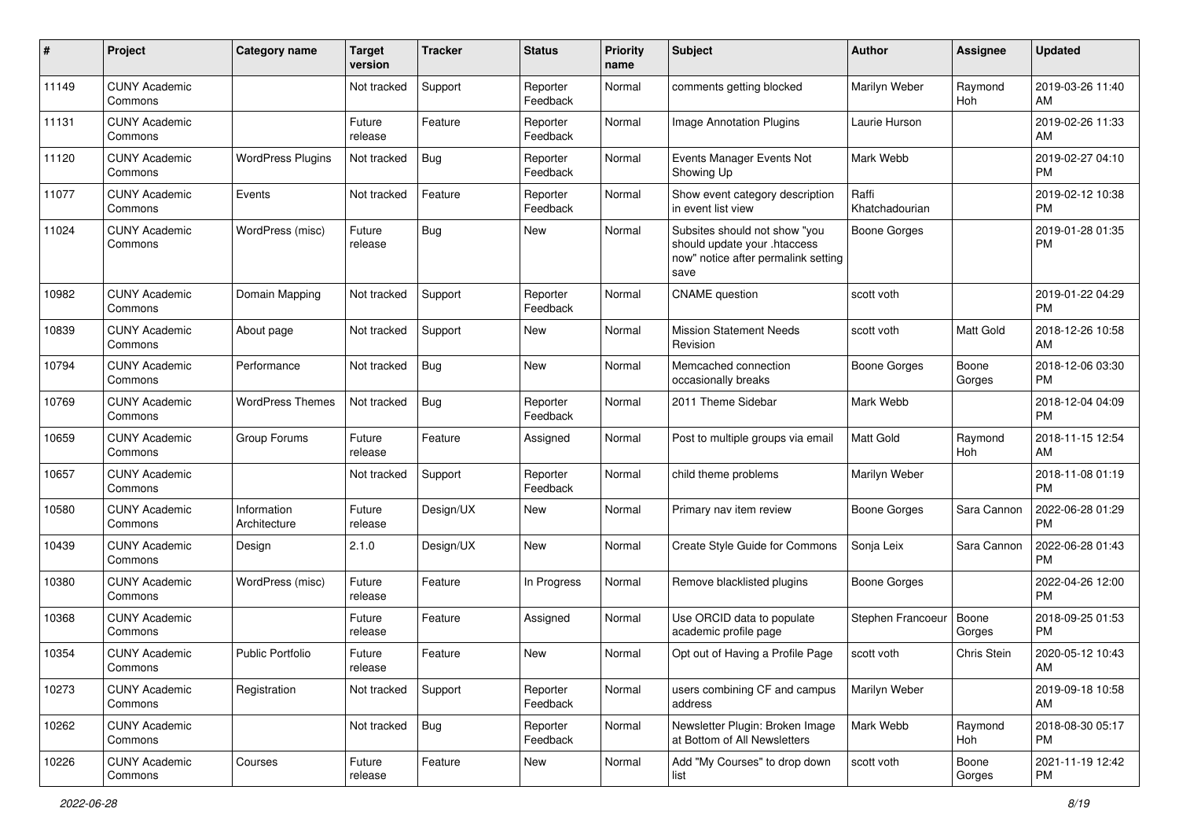| # | Project | Category name | Target version | Tracker | Status | Priority name | Subject | Author | Assignee | Updated |
|---|---|---|---|---|---|---|---|---|---|---|
| 11149 | CUNY Academic Commons | | Not tracked | Support | Reporter Feedback | Normal | comments getting blocked | Marilyn Weber | Raymond Hoh | 2019-03-26 11:40 AM |
| 11131 | CUNY Academic Commons | | Future release | Feature | Reporter Feedback | Normal | Image Annotation Plugins | Laurie Hurson | | 2019-02-26 11:33 AM |
| 11120 | CUNY Academic Commons | WordPress Plugins | Not tracked | Bug | Reporter Feedback | Normal | Events Manager Events Not Showing Up | Mark Webb | | 2019-02-27 04:10 PM |
| 11077 | CUNY Academic Commons | Events | Not tracked | Feature | Reporter Feedback | Normal | Show event category description in event list view | Raffi Khatchadourian | | 2019-02-12 10:38 PM |
| 11024 | CUNY Academic Commons | WordPress (misc) | Future release | Bug | New | Normal | Subsites should not show "you should update your .htaccess now" notice after permalink setting save | Boone Gorges | | 2019-01-28 01:35 PM |
| 10982 | CUNY Academic Commons | Domain Mapping | Not tracked | Support | Reporter Feedback | Normal | CNAME question | scott voth | | 2019-01-22 04:29 PM |
| 10839 | CUNY Academic Commons | About page | Not tracked | Support | New | Normal | Mission Statement Needs Revision | scott voth | Matt Gold | 2018-12-26 10:58 AM |
| 10794 | CUNY Academic Commons | Performance | Not tracked | Bug | New | Normal | Memcached connection occasionally breaks | Boone Gorges | Boone Gorges | 2018-12-06 03:30 PM |
| 10769 | CUNY Academic Commons | WordPress Themes | Not tracked | Bug | Reporter Feedback | Normal | 2011 Theme Sidebar | Mark Webb | | 2018-12-04 04:09 PM |
| 10659 | CUNY Academic Commons | Group Forums | Future release | Feature | Assigned | Normal | Post to multiple groups via email | Matt Gold | Raymond Hoh | 2018-11-15 12:54 AM |
| 10657 | CUNY Academic Commons | | Not tracked | Support | Reporter Feedback | Normal | child theme problems | Marilyn Weber | | 2018-11-08 01:19 PM |
| 10580 | CUNY Academic Commons | Information Architecture | Future release | Design/UX | New | Normal | Primary nav item review | Boone Gorges | Sara Cannon | 2022-06-28 01:29 PM |
| 10439 | CUNY Academic Commons | Design | 2.1.0 | Design/UX | New | Normal | Create Style Guide for Commons | Sonja Leix | Sara Cannon | 2022-06-28 01:43 PM |
| 10380 | CUNY Academic Commons | WordPress (misc) | Future release | Feature | In Progress | Normal | Remove blacklisted plugins | Boone Gorges | | 2022-04-26 12:00 PM |
| 10368 | CUNY Academic Commons | | Future release | Feature | Assigned | Normal | Use ORCID data to populate academic profile page | Stephen Francoeur | Boone Gorges | 2018-09-25 01:53 PM |
| 10354 | CUNY Academic Commons | Public Portfolio | Future release | Feature | New | Normal | Opt out of Having a Profile Page | scott voth | Chris Stein | 2020-05-12 10:43 AM |
| 10273 | CUNY Academic Commons | Registration | Not tracked | Support | Reporter Feedback | Normal | users combining CF and campus address | Marilyn Weber | | 2019-09-18 10:58 AM |
| 10262 | CUNY Academic Commons | | Not tracked | Bug | Reporter Feedback | Normal | Newsletter Plugin: Broken Image at Bottom of All Newsletters | Mark Webb | Raymond Hoh | 2018-08-30 05:17 PM |
| 10226 | CUNY Academic Commons | Courses | Future release | Feature | New | Normal | Add "My Courses" to drop down list | scott voth | Boone Gorges | 2021-11-19 12:42 PM |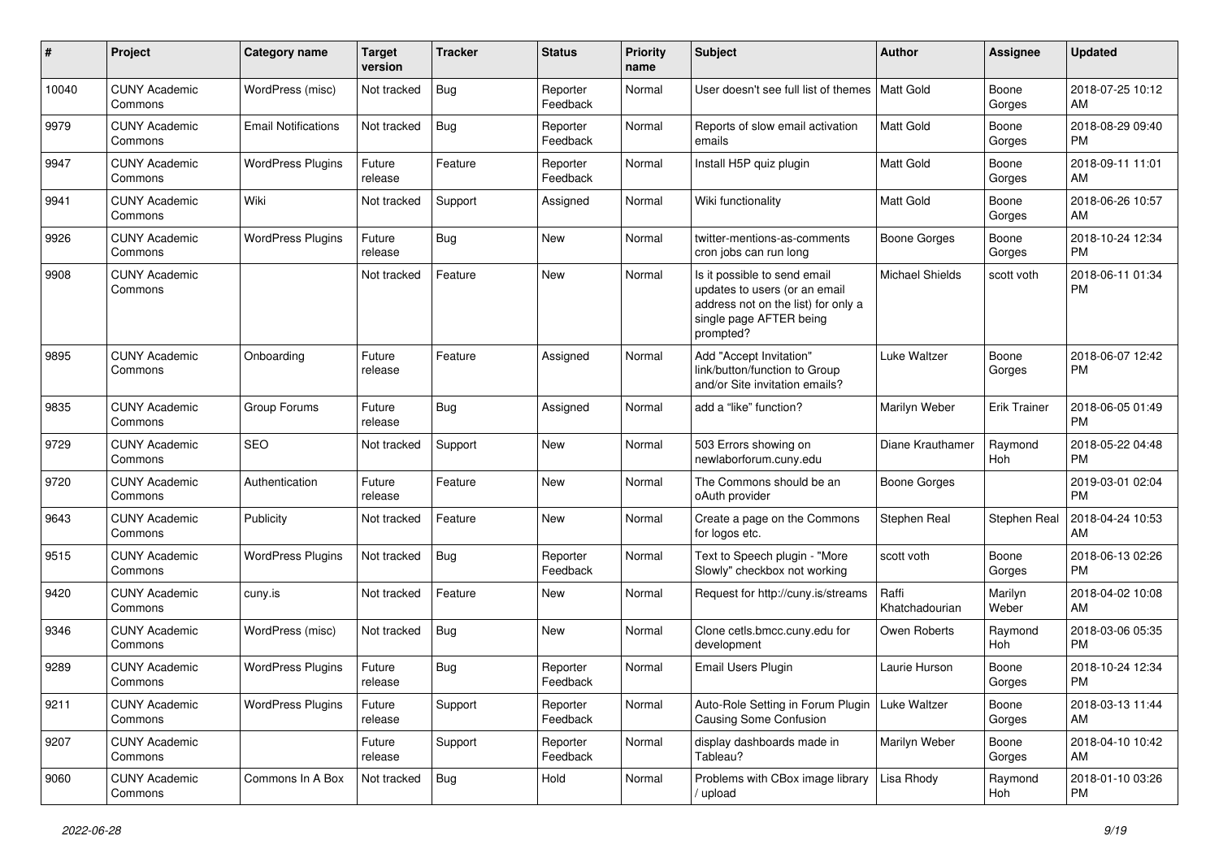| # | Project | Category name | Target version | Tracker | Status | Priority name | Subject | Author | Assignee | Updated |
|---|---|---|---|---|---|---|---|---|---|---|
| 10040 | CUNY Academic Commons | WordPress (misc) | Not tracked | Bug | Reporter Feedback | Normal | User doesn't see full list of themes | Matt Gold | Boone Gorges | 2018-07-25 10:12 AM |
| 9979 | CUNY Academic Commons | Email Notifications | Not tracked | Bug | Reporter Feedback | Normal | Reports of slow email activation emails | Matt Gold | Boone Gorges | 2018-08-29 09:40 PM |
| 9947 | CUNY Academic Commons | WordPress Plugins | Future release | Feature | Reporter Feedback | Normal | Install H5P quiz plugin | Matt Gold | Boone Gorges | 2018-09-11 11:01 AM |
| 9941 | CUNY Academic Commons | Wiki | Not tracked | Support | Assigned | Normal | Wiki functionality | Matt Gold | Boone Gorges | 2018-06-26 10:57 AM |
| 9926 | CUNY Academic Commons | WordPress Plugins | Future release | Bug | New | Normal | twitter-mentions-as-comments cron jobs can run long | Boone Gorges | Boone Gorges | 2018-10-24 12:34 PM |
| 9908 | CUNY Academic Commons | | Not tracked | Feature | New | Normal | Is it possible to send email updates to users (or an email address not on the list) for only a single page AFTER being prompted? | Michael Shields | scott voth | 2018-06-11 01:34 PM |
| 9895 | CUNY Academic Commons | Onboarding | Future release | Feature | Assigned | Normal | Add "Accept Invitation" link/button/function to Group and/or Site invitation emails? | Luke Waltzer | Boone Gorges | 2018-06-07 12:42 PM |
| 9835 | CUNY Academic Commons | Group Forums | Future release | Bug | Assigned | Normal | add a “like” function? | Marilyn Weber | Erik Trainer | 2018-06-05 01:49 PM |
| 9729 | CUNY Academic Commons | SEO | Not tracked | Support | New | Normal | 503 Errors showing on newlaborforum.cuny.edu | Diane Krauthamer | Raymond Hoh | 2018-05-22 04:48 PM |
| 9720 | CUNY Academic Commons | Authentication | Future release | Feature | New | Normal | The Commons should be an oAuth provider | Boone Gorges | | 2019-03-01 02:04 PM |
| 9643 | CUNY Academic Commons | Publicity | Not tracked | Feature | New | Normal | Create a page on the Commons for logos etc. | Stephen Real | Stephen Real | 2018-04-24 10:53 AM |
| 9515 | CUNY Academic Commons | WordPress Plugins | Not tracked | Bug | Reporter Feedback | Normal | Text to Speech plugin - "More Slowly" checkbox not working | scott voth | Boone Gorges | 2018-06-13 02:26 PM |
| 9420 | CUNY Academic Commons | cuny.is | Not tracked | Feature | New | Normal | Request for http://cuny.is/streams | Raffi Khatchadourian | Marilyn Weber | 2018-04-02 10:08 AM |
| 9346 | CUNY Academic Commons | WordPress (misc) | Not tracked | Bug | New | Normal | Clone cetls.bmcc.cuny.edu for development | Owen Roberts | Raymond Hoh | 2018-03-06 05:35 PM |
| 9289 | CUNY Academic Commons | WordPress Plugins | Future release | Bug | Reporter Feedback | Normal | Email Users Plugin | Laurie Hurson | Boone Gorges | 2018-10-24 12:34 PM |
| 9211 | CUNY Academic Commons | WordPress Plugins | Future release | Support | Reporter Feedback | Normal | Auto-Role Setting in Forum Plugin Causing Some Confusion | Luke Waltzer | Boone Gorges | 2018-03-13 11:44 AM |
| 9207 | CUNY Academic Commons | | Future release | Support | Reporter Feedback | Normal | display dashboards made in Tableau? | Marilyn Weber | Boone Gorges | 2018-04-10 10:42 AM |
| 9060 | CUNY Academic Commons | Commons In A Box | Not tracked | Bug | Hold | Normal | Problems with CBox image library / upload | Lisa Rhody | Raymond Hoh | 2018-01-10 03:26 PM |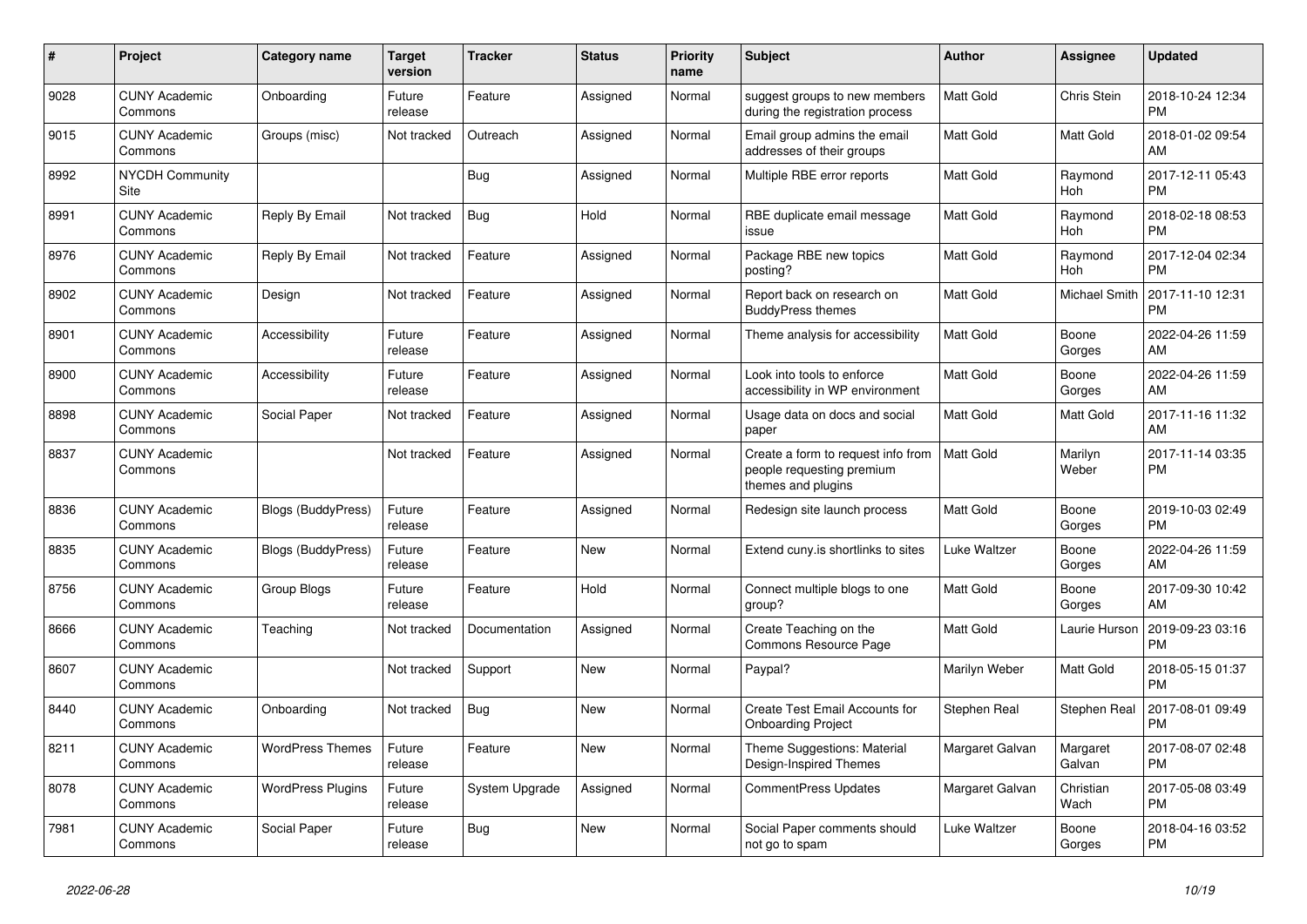| # | Project | Category name | Target version | Tracker | Status | Priority name | Subject | Author | Assignee | Updated |
|---|---|---|---|---|---|---|---|---|---|---|
| 9028 | CUNY Academic Commons | Onboarding | Future release | Feature | Assigned | Normal | suggest groups to new members during the registration process | Matt Gold | Chris Stein | 2018-10-24 12:34 PM |
| 9015 | CUNY Academic Commons | Groups (misc) | Not tracked | Outreach | Assigned | Normal | Email group admins the email addresses of their groups | Matt Gold | Matt Gold | 2018-01-02 09:54 AM |
| 8992 | NYCDH Community Site | | | Bug | Assigned | Normal | Multiple RBE error reports | Matt Gold | Raymond Hoh | 2017-12-11 05:43 PM |
| 8991 | CUNY Academic Commons | Reply By Email | Not tracked | Bug | Hold | Normal | RBE duplicate email message issue | Matt Gold | Raymond Hoh | 2018-02-18 08:53 PM |
| 8976 | CUNY Academic Commons | Reply By Email | Not tracked | Feature | Assigned | Normal | Package RBE new topics posting? | Matt Gold | Raymond Hoh | 2017-12-04 02:34 PM |
| 8902 | CUNY Academic Commons | Design | Not tracked | Feature | Assigned | Normal | Report back on research on BuddyPress themes | Matt Gold | Michael Smith | 2017-11-10 12:31 PM |
| 8901 | CUNY Academic Commons | Accessibility | Future release | Feature | Assigned | Normal | Theme analysis for accessibility | Matt Gold | Boone Gorges | 2022-04-26 11:59 AM |
| 8900 | CUNY Academic Commons | Accessibility | Future release | Feature | Assigned | Normal | Look into tools to enforce accessibility in WP environment | Matt Gold | Boone Gorges | 2022-04-26 11:59 AM |
| 8898 | CUNY Academic Commons | Social Paper | Not tracked | Feature | Assigned | Normal | Usage data on docs and social paper | Matt Gold | Matt Gold | 2017-11-16 11:32 AM |
| 8837 | CUNY Academic Commons | | Not tracked | Feature | Assigned | Normal | Create a form to request info from people requesting premium themes and plugins | Matt Gold | Marilyn Weber | 2017-11-14 03:35 PM |
| 8836 | CUNY Academic Commons | Blogs (BuddyPress) | Future release | Feature | Assigned | Normal | Redesign site launch process | Matt Gold | Boone Gorges | 2019-10-03 02:49 PM |
| 8835 | CUNY Academic Commons | Blogs (BuddyPress) | Future release | Feature | New | Normal | Extend cuny.is shortlinks to sites | Luke Waltzer | Boone Gorges | 2022-04-26 11:59 AM |
| 8756 | CUNY Academic Commons | Group Blogs | Future release | Feature | Hold | Normal | Connect multiple blogs to one group? | Matt Gold | Boone Gorges | 2017-09-30 10:42 AM |
| 8666 | CUNY Academic Commons | Teaching | Not tracked | Documentation | Assigned | Normal | Create Teaching on the Commons Resource Page | Matt Gold | Laurie Hurson | 2019-09-23 03:16 PM |
| 8607 | CUNY Academic Commons | | Not tracked | Support | New | Normal | Paypal? | Marilyn Weber | Matt Gold | 2018-05-15 01:37 PM |
| 8440 | CUNY Academic Commons | Onboarding | Not tracked | Bug | New | Normal | Create Test Email Accounts for Onboarding Project | Stephen Real | Stephen Real | 2017-08-01 09:49 PM |
| 8211 | CUNY Academic Commons | WordPress Themes | Future release | Feature | New | Normal | Theme Suggestions: Material Design-Inspired Themes | Margaret Galvan | Margaret Galvan | 2017-08-07 02:48 PM |
| 8078 | CUNY Academic Commons | WordPress Plugins | Future release | System Upgrade | Assigned | Normal | CommentPress Updates | Margaret Galvan | Christian Wach | 2017-05-08 03:49 PM |
| 7981 | CUNY Academic Commons | Social Paper | Future release | Bug | New | Normal | Social Paper comments should not go to spam | Luke Waltzer | Boone Gorges | 2018-04-16 03:52 PM |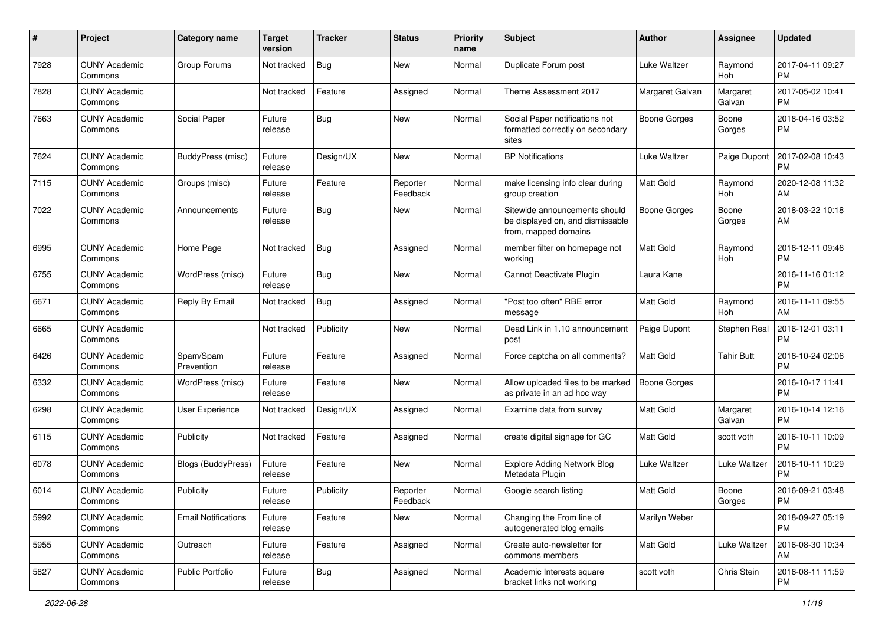| # | Project | Category name | Target version | Tracker | Status | Priority name | Subject | Author | Assignee | Updated |
|---|---|---|---|---|---|---|---|---|---|---|
| 7928 | CUNY Academic Commons | Group Forums | Not tracked | Bug | New | Normal | Duplicate Forum post | Luke Waltzer | Raymond Hoh | 2017-04-11 09:27 PM |
| 7828 | CUNY Academic Commons | | Not tracked | Feature | Assigned | Normal | Theme Assessment 2017 | Margaret Galvan | Margaret Galvan | 2017-05-02 10:41 PM |
| 7663 | CUNY Academic Commons | Social Paper | Future release | Bug | New | Normal | Social Paper notifications not formatted correctly on secondary sites | Boone Gorges | Boone Gorges | 2018-04-16 03:52 PM |
| 7624 | CUNY Academic Commons | BuddyPress (misc) | Future release | Design/UX | New | Normal | BP Notifications | Luke Waltzer | Paige Dupont | 2017-02-08 10:43 PM |
| 7115 | CUNY Academic Commons | Groups (misc) | Future release | Feature | Reporter Feedback | Normal | make licensing info clear during group creation | Matt Gold | Raymond Hoh | 2020-12-08 11:32 AM |
| 7022 | CUNY Academic Commons | Announcements | Future release | Bug | New | Normal | Sitewide announcements should be displayed on, and dismissable from, mapped domains | Boone Gorges | Boone Gorges | 2018-03-22 10:18 AM |
| 6995 | CUNY Academic Commons | Home Page | Not tracked | Bug | Assigned | Normal | member filter on homepage not working | Matt Gold | Raymond Hoh | 2016-12-11 09:46 PM |
| 6755 | CUNY Academic Commons | WordPress (misc) | Future release | Bug | New | Normal | Cannot Deactivate Plugin | Laura Kane | | 2016-11-16 01:12 PM |
| 6671 | CUNY Academic Commons | Reply By Email | Not tracked | Bug | Assigned | Normal | "Post too often" RBE error message | Matt Gold | Raymond Hoh | 2016-11-11 09:55 AM |
| 6665 | CUNY Academic Commons | | Not tracked | Publicity | New | Normal | Dead Link in 1.10 announcement post | Paige Dupont | Stephen Real | 2016-12-01 03:11 PM |
| 6426 | CUNY Academic Commons | Spam/Spam Prevention | Future release | Feature | Assigned | Normal | Force captcha on all comments? | Matt Gold | Tahir Butt | 2016-10-24 02:06 PM |
| 6332 | CUNY Academic Commons | WordPress (misc) | Future release | Feature | New | Normal | Allow uploaded files to be marked as private in an ad hoc way | Boone Gorges | | 2016-10-17 11:41 PM |
| 6298 | CUNY Academic Commons | User Experience | Not tracked | Design/UX | Assigned | Normal | Examine data from survey | Matt Gold | Margaret Galvan | 2016-10-14 12:16 PM |
| 6115 | CUNY Academic Commons | Publicity | Not tracked | Feature | Assigned | Normal | create digital signage for GC | Matt Gold | scott voth | 2016-10-11 10:09 PM |
| 6078 | CUNY Academic Commons | Blogs (BuddyPress) | Future release | Feature | New | Normal | Explore Adding Network Blog Metadata Plugin | Luke Waltzer | Luke Waltzer | 2016-10-11 10:29 PM |
| 6014 | CUNY Academic Commons | Publicity | Future release | Publicity | Reporter Feedback | Normal | Google search listing | Matt Gold | Boone Gorges | 2016-09-21 03:48 PM |
| 5992 | CUNY Academic Commons | Email Notifications | Future release | Feature | New | Normal | Changing the From line of autogenerated blog emails | Marilyn Weber | | 2018-09-27 05:19 PM |
| 5955 | CUNY Academic Commons | Outreach | Future release | Feature | Assigned | Normal | Create auto-newsletter for commons members | Matt Gold | Luke Waltzer | 2016-08-30 10:34 AM |
| 5827 | CUNY Academic Commons | Public Portfolio | Future release | Bug | Assigned | Normal | Academic Interests square bracket links not working | scott voth | Chris Stein | 2016-08-11 11:59 PM |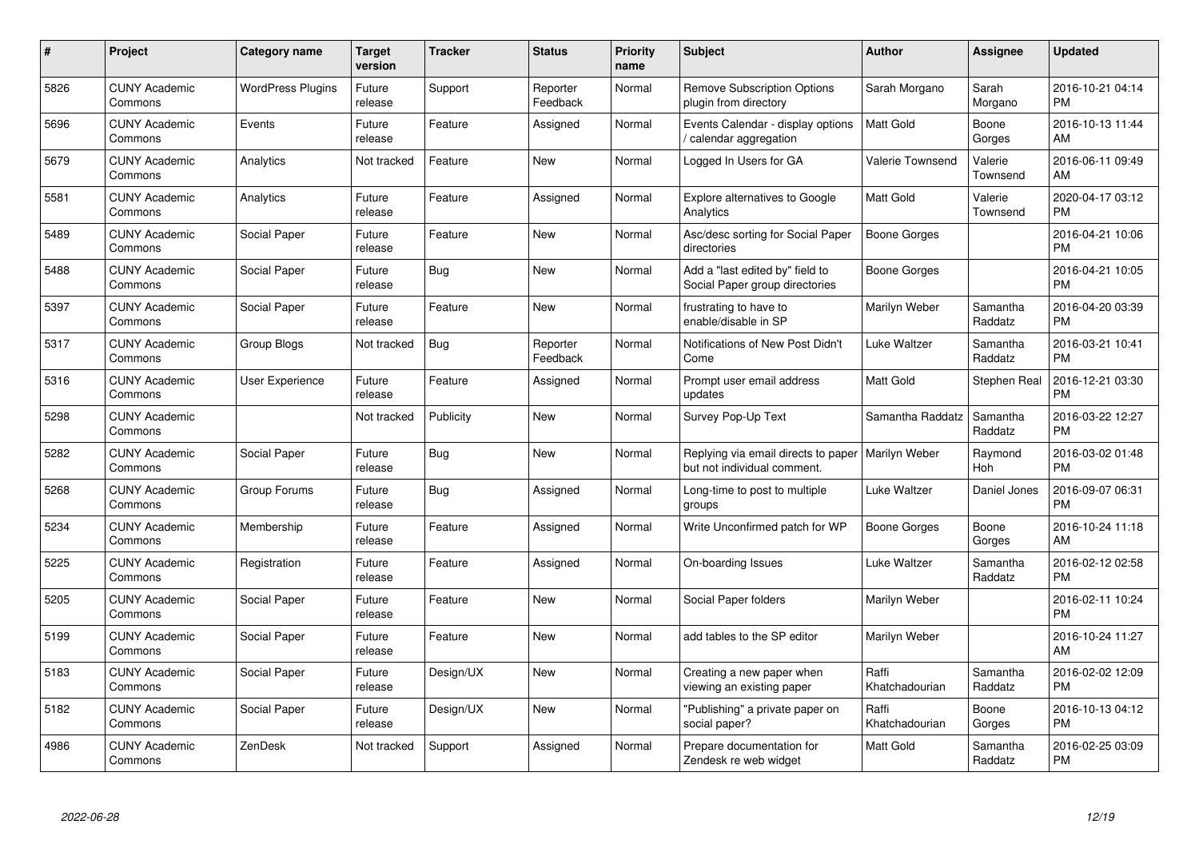| # | Project | Category name | Target version | Tracker | Status | Priority name | Subject | Author | Assignee | Updated |
|---|---|---|---|---|---|---|---|---|---|---|
| 5826 | CUNY Academic Commons | WordPress Plugins | Future release | Support | Reporter Feedback | Normal | Remove Subscription Options plugin from directory | Sarah Morgano | Sarah Morgano | 2016-10-21 04:14 PM |
| 5696 | CUNY Academic Commons | Events | Future release | Feature | Assigned | Normal | Events Calendar - display options / calendar aggregation | Matt Gold | Boone Gorges | 2016-10-13 11:44 AM |
| 5679 | CUNY Academic Commons | Analytics | Not tracked | Feature | New | Normal | Logged In Users for GA | Valerie Townsend | Valerie Townsend | 2016-06-11 09:49 AM |
| 5581 | CUNY Academic Commons | Analytics | Future release | Feature | Assigned | Normal | Explore alternatives to Google Analytics | Matt Gold | Valerie Townsend | 2020-04-17 03:12 PM |
| 5489 | CUNY Academic Commons | Social Paper | Future release | Feature | New | Normal | Asc/desc sorting for Social Paper directories | Boone Gorges | | 2016-04-21 10:06 PM |
| 5488 | CUNY Academic Commons | Social Paper | Future release | Bug | New | Normal | Add a "last edited by" field to Social Paper group directories | Boone Gorges | | 2016-04-21 10:05 PM |
| 5397 | CUNY Academic Commons | Social Paper | Future release | Feature | New | Normal | frustrating to have to enable/disable in SP | Marilyn Weber | Samantha Raddatz | 2016-04-20 03:39 PM |
| 5317 | CUNY Academic Commons | Group Blogs | Not tracked | Bug | Reporter Feedback | Normal | Notifications of New Post Didn't Come | Luke Waltzer | Samantha Raddatz | 2016-03-21 10:41 PM |
| 5316 | CUNY Academic Commons | User Experience | Future release | Feature | Assigned | Normal | Prompt user email address updates | Matt Gold | Stephen Real | 2016-12-21 03:30 PM |
| 5298 | CUNY Academic Commons | | Not tracked | Publicity | New | Normal | Survey Pop-Up Text | Samantha Raddatz | Samantha Raddatz | 2016-03-22 12:27 PM |
| 5282 | CUNY Academic Commons | Social Paper | Future release | Bug | New | Normal | Replying via email directs to paper but not individual comment. | Marilyn Weber | Raymond Hoh | 2016-03-02 01:48 PM |
| 5268 | CUNY Academic Commons | Group Forums | Future release | Bug | Assigned | Normal | Long-time to post to multiple groups | Luke Waltzer | Daniel Jones | 2016-09-07 06:31 PM |
| 5234 | CUNY Academic Commons | Membership | Future release | Feature | Assigned | Normal | Write Unconfirmed patch for WP | Boone Gorges | Boone Gorges | 2016-10-24 11:18 AM |
| 5225 | CUNY Academic Commons | Registration | Future release | Feature | Assigned | Normal | On-boarding Issues | Luke Waltzer | Samantha Raddatz | 2016-02-12 02:58 PM |
| 5205 | CUNY Academic Commons | Social Paper | Future release | Feature | New | Normal | Social Paper folders | Marilyn Weber | | 2016-02-11 10:24 PM |
| 5199 | CUNY Academic Commons | Social Paper | Future release | Feature | New | Normal | add tables to the SP editor | Marilyn Weber | | 2016-10-24 11:27 AM |
| 5183 | CUNY Academic Commons | Social Paper | Future release | Design/UX | New | Normal | Creating a new paper when viewing an existing paper | Raffi Khatchadourian | Samantha Raddatz | 2016-02-02 12:09 PM |
| 5182 | CUNY Academic Commons | Social Paper | Future release | Design/UX | New | Normal | "Publishing" a private paper on social paper? | Raffi Khatchadourian | Boone Gorges | 2016-10-13 04:12 PM |
| 4986 | CUNY Academic Commons | ZenDesk | Not tracked | Support | Assigned | Normal | Prepare documentation for Zendesk re web widget | Matt Gold | Samantha Raddatz | 2016-02-25 03:09 PM |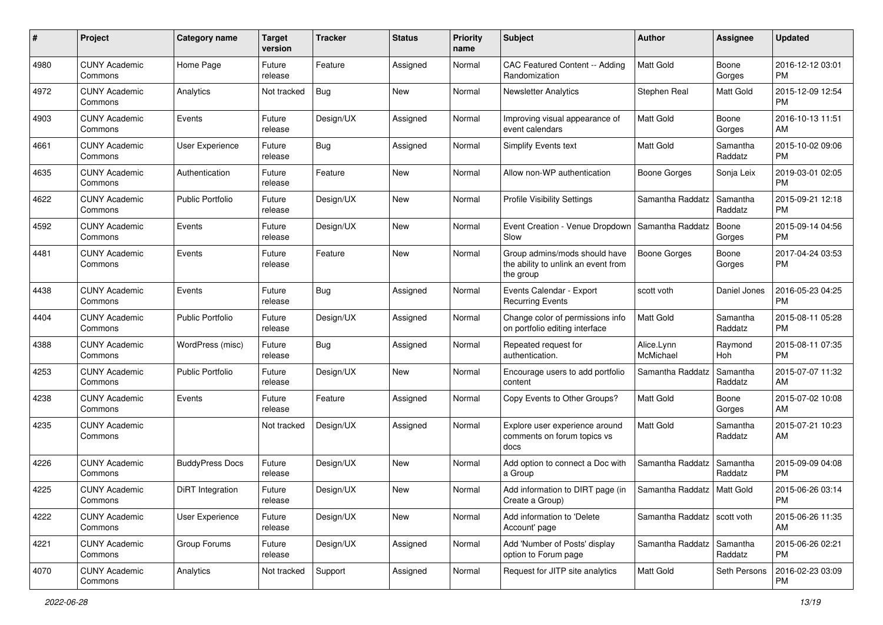| # | Project | Category name | Target version | Tracker | Status | Priority name | Subject | Author | Assignee | Updated |
|---|---|---|---|---|---|---|---|---|---|---|
| 4980 | CUNY Academic Commons | Home Page | Future release | Feature | Assigned | Normal | CAC Featured Content -- Adding Randomization | Matt Gold | Boone Gorges | 2016-12-12 03:01 PM |
| 4972 | CUNY Academic Commons | Analytics | Not tracked | Bug | New | Normal | Newsletter Analytics | Stephen Real | Matt Gold | 2015-12-09 12:54 PM |
| 4903 | CUNY Academic Commons | Events | Future release | Design/UX | Assigned | Normal | Improving visual appearance of event calendars | Matt Gold | Boone Gorges | 2016-10-13 11:51 AM |
| 4661 | CUNY Academic Commons | User Experience | Future release | Bug | Assigned | Normal | Simplify Events text | Matt Gold | Samantha Raddatz | 2015-10-02 09:06 PM |
| 4635 | CUNY Academic Commons | Authentication | Future release | Feature | New | Normal | Allow non-WP authentication | Boone Gorges | Sonja Leix | 2019-03-01 02:05 PM |
| 4622 | CUNY Academic Commons | Public Portfolio | Future release | Design/UX | New | Normal | Profile Visibility Settings | Samantha Raddatz | Samantha Raddatz | 2015-09-21 12:18 PM |
| 4592 | CUNY Academic Commons | Events | Future release | Design/UX | New | Normal | Event Creation - Venue Dropdown Slow | Samantha Raddatz | Boone Gorges | 2015-09-14 04:56 PM |
| 4481 | CUNY Academic Commons | Events | Future release | Feature | New | Normal | Group admins/mods should have the ability to unlink an event from the group | Boone Gorges | Boone Gorges | 2017-04-24 03:53 PM |
| 4438 | CUNY Academic Commons | Events | Future release | Bug | Assigned | Normal | Events Calendar - Export Recurring Events | scott voth | Daniel Jones | 2016-05-23 04:25 PM |
| 4404 | CUNY Academic Commons | Public Portfolio | Future release | Design/UX | Assigned | Normal | Change color of permissions info on portfolio editing interface | Matt Gold | Samantha Raddatz | 2015-08-11 05:28 PM |
| 4388 | CUNY Academic Commons | WordPress (misc) | Future release | Bug | Assigned | Normal | Repeated request for authentication. | Alice.Lynn McMichael | Raymond Hoh | 2015-08-11 07:35 PM |
| 4253 | CUNY Academic Commons | Public Portfolio | Future release | Design/UX | New | Normal | Encourage users to add portfolio content | Samantha Raddatz | Samantha Raddatz | 2015-07-07 11:32 AM |
| 4238 | CUNY Academic Commons | Events | Future release | Feature | Assigned | Normal | Copy Events to Other Groups? | Matt Gold | Boone Gorges | 2015-07-02 10:08 AM |
| 4235 | CUNY Academic Commons | | Not tracked | Design/UX | Assigned | Normal | Explore user experience around comments on forum topics vs docs | Matt Gold | Samantha Raddatz | 2015-07-21 10:23 AM |
| 4226 | CUNY Academic Commons | BuddyPress Docs | Future release | Design/UX | New | Normal | Add option to connect a Doc with a Group | Samantha Raddatz | Samantha Raddatz | 2015-09-09 04:08 PM |
| 4225 | CUNY Academic Commons | DiRT Integration | Future release | Design/UX | New | Normal | Add information to DIRT page (in Create a Group) | Samantha Raddatz | Matt Gold | 2015-06-26 03:14 PM |
| 4222 | CUNY Academic Commons | User Experience | Future release | Design/UX | New | Normal | Add information to 'Delete Account' page | Samantha Raddatz | scott voth | 2015-06-26 11:35 AM |
| 4221 | CUNY Academic Commons | Group Forums | Future release | Design/UX | Assigned | Normal | Add 'Number of Posts' display option to Forum page | Samantha Raddatz | Samantha Raddatz | 2015-06-26 02:21 PM |
| 4070 | CUNY Academic Commons | Analytics | Not tracked | Support | Assigned | Normal | Request for JITP site analytics | Matt Gold | Seth Persons | 2016-02-23 03:09 PM |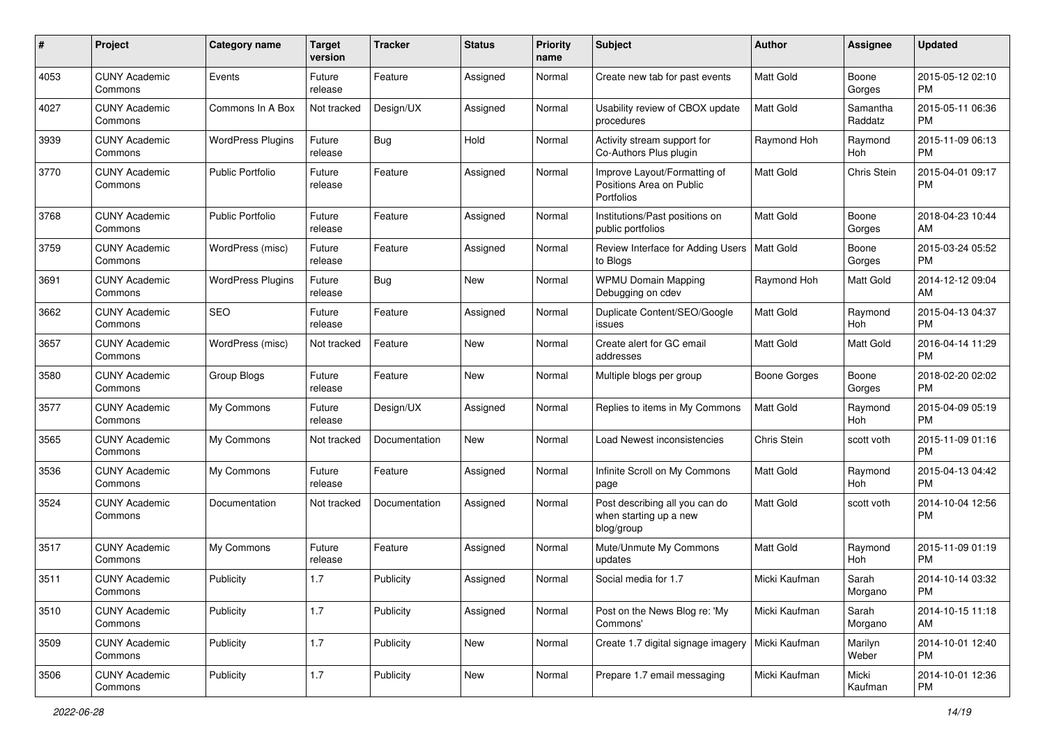| # | Project | Category name | Target version | Tracker | Status | Priority name | Subject | Author | Assignee | Updated |
|---|---|---|---|---|---|---|---|---|---|---|
| 4053 | CUNY Academic Commons | Events | Future release | Feature | Assigned | Normal | Create new tab for past events | Matt Gold | Boone Gorges | 2015-05-12 02:10 PM |
| 4027 | CUNY Academic Commons | Commons In A Box | Not tracked | Design/UX | Assigned | Normal | Usability review of CBOX update procedures | Matt Gold | Samantha Raddatz | 2015-05-11 06:36 PM |
| 3939 | CUNY Academic Commons | WordPress Plugins | Future release | Bug | Hold | Normal | Activity stream support for Co-Authors Plus plugin | Raymond Hoh | Raymond Hoh | 2015-11-09 06:13 PM |
| 3770 | CUNY Academic Commons | Public Portfolio | Future release | Feature | Assigned | Normal | Improve Layout/Formatting of Positions Area on Public Portfolios | Matt Gold | Chris Stein | 2015-04-01 09:17 PM |
| 3768 | CUNY Academic Commons | Public Portfolio | Future release | Feature | Assigned | Normal | Institutions/Past positions on public portfolios | Matt Gold | Boone Gorges | 2018-04-23 10:44 AM |
| 3759 | CUNY Academic Commons | WordPress (misc) | Future release | Feature | Assigned | Normal | Review Interface for Adding Users to Blogs | Matt Gold | Boone Gorges | 2015-03-24 05:52 PM |
| 3691 | CUNY Academic Commons | WordPress Plugins | Future release | Bug | New | Normal | WPMU Domain Mapping Debugging on cdev | Raymond Hoh | Matt Gold | 2014-12-12 09:04 AM |
| 3662 | CUNY Academic Commons | SEO | Future release | Feature | Assigned | Normal | Duplicate Content/SEO/Google issues | Matt Gold | Raymond Hoh | 2015-04-13 04:37 PM |
| 3657 | CUNY Academic Commons | WordPress (misc) | Not tracked | Feature | New | Normal | Create alert for GC email addresses | Matt Gold | Matt Gold | 2016-04-14 11:29 PM |
| 3580 | CUNY Academic Commons | Group Blogs | Future release | Feature | New | Normal | Multiple blogs per group | Boone Gorges | Boone Gorges | 2018-02-20 02:02 PM |
| 3577 | CUNY Academic Commons | My Commons | Future release | Design/UX | Assigned | Normal | Replies to items in My Commons | Matt Gold | Raymond Hoh | 2015-04-09 05:19 PM |
| 3565 | CUNY Academic Commons | My Commons | Not tracked | Documentation | New | Normal | Load Newest inconsistencies | Chris Stein | scott voth | 2015-11-09 01:16 PM |
| 3536 | CUNY Academic Commons | My Commons | Future release | Feature | Assigned | Normal | Infinite Scroll on My Commons page | Matt Gold | Raymond Hoh | 2015-04-13 04:42 PM |
| 3524 | CUNY Academic Commons | Documentation | Not tracked | Documentation | Assigned | Normal | Post describing all you can do when starting up a new blog/group | Matt Gold | scott voth | 2014-10-04 12:56 PM |
| 3517 | CUNY Academic Commons | My Commons | Future release | Feature | Assigned | Normal | Mute/Unmute My Commons updates | Matt Gold | Raymond Hoh | 2015-11-09 01:19 PM |
| 3511 | CUNY Academic Commons | Publicity | 1.7 | Publicity | Assigned | Normal | Social media for 1.7 | Micki Kaufman | Sarah Morgano | 2014-10-14 03:32 PM |
| 3510 | CUNY Academic Commons | Publicity | 1.7 | Publicity | Assigned | Normal | Post on the News Blog re: 'My Commons' | Micki Kaufman | Sarah Morgano | 2014-10-15 11:18 AM |
| 3509 | CUNY Academic Commons | Publicity | 1.7 | Publicity | New | Normal | Create 1.7 digital signage imagery | Micki Kaufman | Marilyn Weber | 2014-10-01 12:40 PM |
| 3506 | CUNY Academic Commons | Publicity | 1.7 | Publicity | New | Normal | Prepare 1.7 email messaging | Micki Kaufman | Micki Kaufman | 2014-10-01 12:36 PM |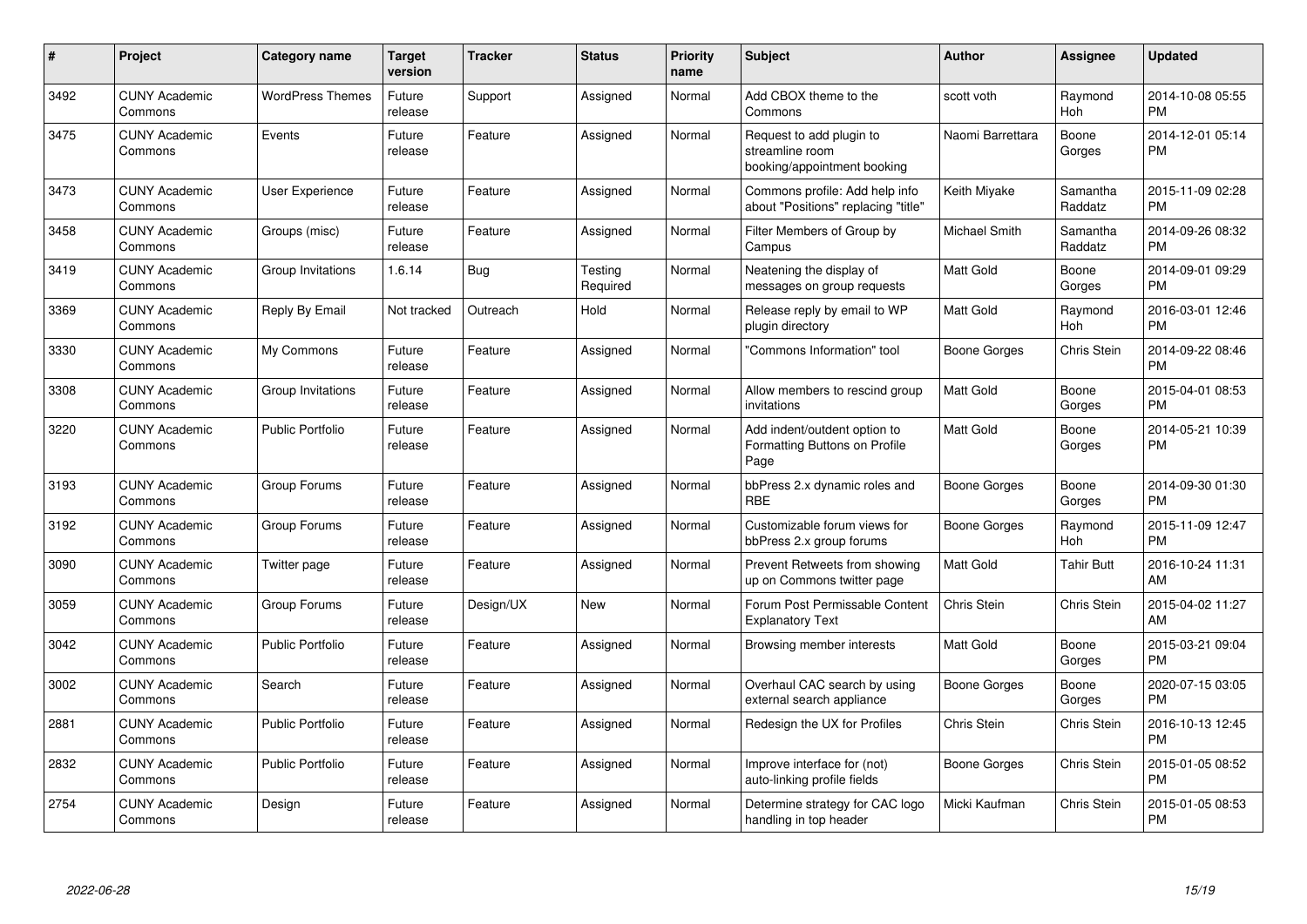| # | Project | Category name | Target version | Tracker | Status | Priority name | Subject | Author | Assignee | Updated |
|---|---|---|---|---|---|---|---|---|---|---|
| 3492 | CUNY Academic Commons | WordPress Themes | Future release | Support | Assigned | Normal | Add CBOX theme to the Commons | scott voth | Raymond Hoh | 2014-10-08 05:55 PM |
| 3475 | CUNY Academic Commons | Events | Future release | Feature | Assigned | Normal | Request to add plugin to streamline room booking/appointment booking | Naomi Barrettara | Boone Gorges | 2014-12-01 05:14 PM |
| 3473 | CUNY Academic Commons | User Experience | Future release | Feature | Assigned | Normal | Commons profile: Add help info about "Positions" replacing "title" | Keith Miyake | Samantha Raddatz | 2015-11-09 02:28 PM |
| 3458 | CUNY Academic Commons | Groups (misc) | Future release | Feature | Assigned | Normal | Filter Members of Group by Campus | Michael Smith | Samantha Raddatz | 2014-09-26 08:32 PM |
| 3419 | CUNY Academic Commons | Group Invitations | 1.6.14 | Bug | Testing Required | Normal | Neatening the display of messages on group requests | Matt Gold | Boone Gorges | 2014-09-01 09:29 PM |
| 3369 | CUNY Academic Commons | Reply By Email | Not tracked | Outreach | Hold | Normal | Release reply by email to WP plugin directory | Matt Gold | Raymond Hoh | 2016-03-01 12:46 PM |
| 3330 | CUNY Academic Commons | My Commons | Future release | Feature | Assigned | Normal | "Commons Information" tool | Boone Gorges | Chris Stein | 2014-09-22 08:46 PM |
| 3308 | CUNY Academic Commons | Group Invitations | Future release | Feature | Assigned | Normal | Allow members to rescind group invitations | Matt Gold | Boone Gorges | 2015-04-01 08:53 PM |
| 3220 | CUNY Academic Commons | Public Portfolio | Future release | Feature | Assigned | Normal | Add indent/outdent option to Formatting Buttons on Profile Page | Matt Gold | Boone Gorges | 2014-05-21 10:39 PM |
| 3193 | CUNY Academic Commons | Group Forums | Future release | Feature | Assigned | Normal | bbPress 2.x dynamic roles and RBE | Boone Gorges | Boone Gorges | 2014-09-30 01:30 PM |
| 3192 | CUNY Academic Commons | Group Forums | Future release | Feature | Assigned | Normal | Customizable forum views for bbPress 2.x group forums | Boone Gorges | Raymond Hoh | 2015-11-09 12:47 PM |
| 3090 | CUNY Academic Commons | Twitter page | Future release | Feature | Assigned | Normal | Prevent Retweets from showing up on Commons twitter page | Matt Gold | Tahir Butt | 2016-10-24 11:31 AM |
| 3059 | CUNY Academic Commons | Group Forums | Future release | Design/UX | New | Normal | Forum Post Permissable Content Explanatory Text | Chris Stein | Chris Stein | 2015-04-02 11:27 AM |
| 3042 | CUNY Academic Commons | Public Portfolio | Future release | Feature | Assigned | Normal | Browsing member interests | Matt Gold | Boone Gorges | 2015-03-21 09:04 PM |
| 3002 | CUNY Academic Commons | Search | Future release | Feature | Assigned | Normal | Overhaul CAC search by using external search appliance | Boone Gorges | Boone Gorges | 2020-07-15 03:05 PM |
| 2881 | CUNY Academic Commons | Public Portfolio | Future release | Feature | Assigned | Normal | Redesign the UX for Profiles | Chris Stein | Chris Stein | 2016-10-13 12:45 PM |
| 2832 | CUNY Academic Commons | Public Portfolio | Future release | Feature | Assigned | Normal | Improve interface for (not) auto-linking profile fields | Boone Gorges | Chris Stein | 2015-01-05 08:52 PM |
| 2754 | CUNY Academic Commons | Design | Future release | Feature | Assigned | Normal | Determine strategy for CAC logo handling in top header | Micki Kaufman | Chris Stein | 2015-01-05 08:53 PM |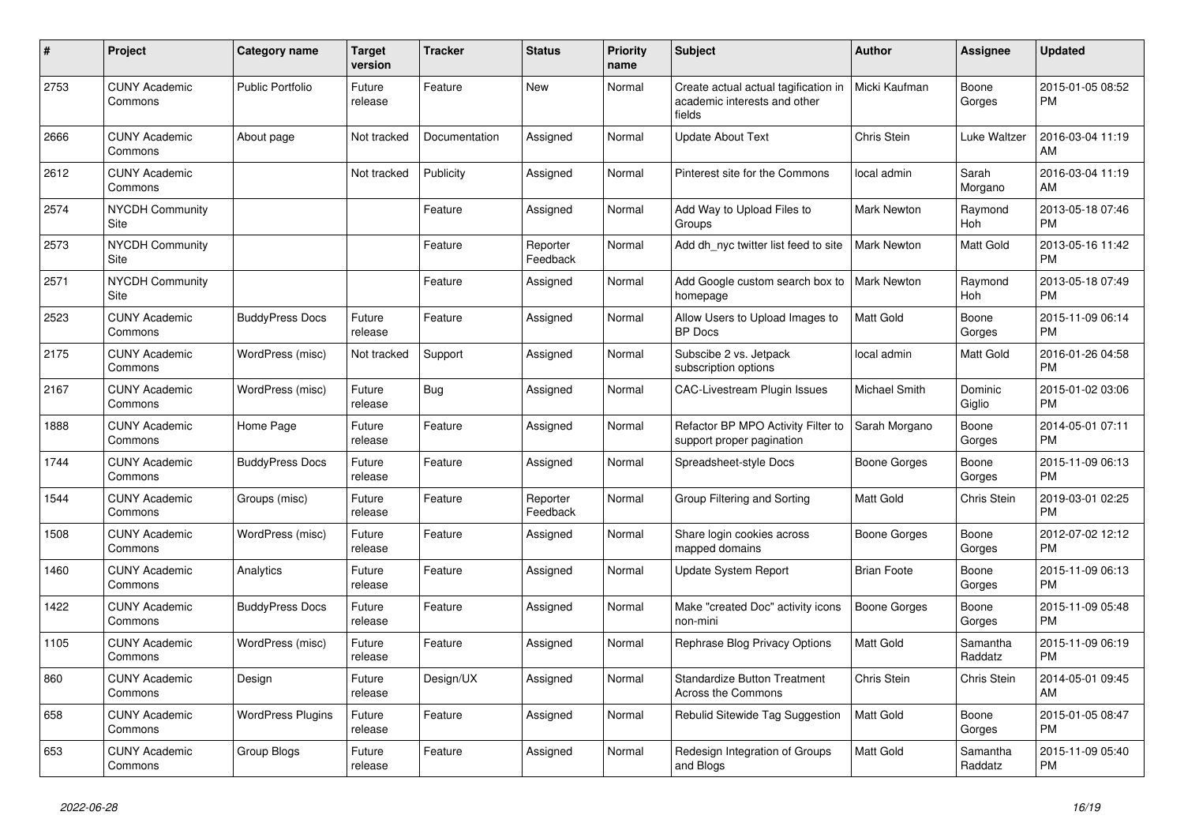| # | Project | Category name | Target version | Tracker | Status | Priority name | Subject | Author | Assignee | Updated |
|---|---|---|---|---|---|---|---|---|---|---|
| 2753 | CUNY Academic Commons | Public Portfolio | Future release | Feature | New | Normal | Create actual actual tagification in academic interests and other fields | Micki Kaufman | Boone Gorges | 2015-01-05 08:52 PM |
| 2666 | CUNY Academic Commons | About page | Not tracked | Documentation | Assigned | Normal | Update About Text | Chris Stein | Luke Waltzer | 2016-03-04 11:19 AM |
| 2612 | CUNY Academic Commons | | Not tracked | Publicity | Assigned | Normal | Pinterest site for the Commons | local admin | Sarah Morgano | 2016-03-04 11:19 AM |
| 2574 | NYCDH Community Site | | | Feature | Assigned | Normal | Add Way to Upload Files to Groups | Mark Newton | Raymond Hoh | 2013-05-18 07:46 PM |
| 2573 | NYCDH Community Site | | | Feature | Reporter Feedback | Normal | Add dh_nyc twitter list feed to site | Mark Newton | Matt Gold | 2013-05-16 11:42 PM |
| 2571 | NYCDH Community Site | | | Feature | Assigned | Normal | Add Google custom search box to homepage | Mark Newton | Raymond Hoh | 2013-05-18 07:49 PM |
| 2523 | CUNY Academic Commons | BuddyPress Docs | Future release | Feature | Assigned | Normal | Allow Users to Upload Images to BP Docs | Matt Gold | Boone Gorges | 2015-11-09 06:14 PM |
| 2175 | CUNY Academic Commons | WordPress (misc) | Not tracked | Support | Assigned | Normal | Subscibe 2 vs. Jetpack subscription options | local admin | Matt Gold | 2016-01-26 04:58 PM |
| 2167 | CUNY Academic Commons | WordPress (misc) | Future release | Bug | Assigned | Normal | CAC-Livestream Plugin Issues | Michael Smith | Dominic Giglio | 2015-01-02 03:06 PM |
| 1888 | CUNY Academic Commons | Home Page | Future release | Feature | Assigned | Normal | Refactor BP MPO Activity Filter to support proper pagination | Sarah Morgano | Boone Gorges | 2014-05-01 07:11 PM |
| 1744 | CUNY Academic Commons | BuddyPress Docs | Future release | Feature | Assigned | Normal | Spreadsheet-style Docs | Boone Gorges | Boone Gorges | 2015-11-09 06:13 PM |
| 1544 | CUNY Academic Commons | Groups (misc) | Future release | Feature | Reporter Feedback | Normal | Group Filtering and Sorting | Matt Gold | Chris Stein | 2019-03-01 02:25 PM |
| 1508 | CUNY Academic Commons | WordPress (misc) | Future release | Feature | Assigned | Normal | Share login cookies across mapped domains | Boone Gorges | Boone Gorges | 2012-07-02 12:12 PM |
| 1460 | CUNY Academic Commons | Analytics | Future release | Feature | Assigned | Normal | Update System Report | Brian Foote | Boone Gorges | 2015-11-09 06:13 PM |
| 1422 | CUNY Academic Commons | BuddyPress Docs | Future release | Feature | Assigned | Normal | Make "created Doc" activity icons non-mini | Boone Gorges | Boone Gorges | 2015-11-09 05:48 PM |
| 1105 | CUNY Academic Commons | WordPress (misc) | Future release | Feature | Assigned | Normal | Rephrase Blog Privacy Options | Matt Gold | Samantha Raddatz | 2015-11-09 06:19 PM |
| 860 | CUNY Academic Commons | Design | Future release | Design/UX | Assigned | Normal | Standardize Button Treatment Across the Commons | Chris Stein | Chris Stein | 2014-05-01 09:45 AM |
| 658 | CUNY Academic Commons | WordPress Plugins | Future release | Feature | Assigned | Normal | Rebulid Sitewide Tag Suggestion | Matt Gold | Boone Gorges | 2015-01-05 08:47 PM |
| 653 | CUNY Academic Commons | Group Blogs | Future release | Feature | Assigned | Normal | Redesign Integration of Groups and Blogs | Matt Gold | Samantha Raddatz | 2015-11-09 05:40 PM |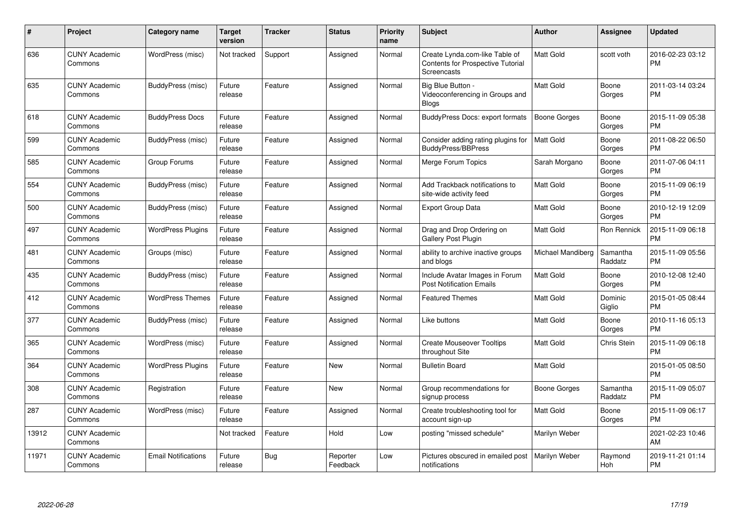| # | Project | Category name | Target version | Tracker | Status | Priority name | Subject | Author | Assignee | Updated |
|---|---|---|---|---|---|---|---|---|---|---|
| 636 | CUNY Academic Commons | WordPress (misc) | Not tracked | Support | Assigned | Normal | Create Lynda.com-like Table of Contents for Prospective Tutorial Screencasts | Matt Gold | scott voth | 2016-02-23 03:12 PM |
| 635 | CUNY Academic Commons | BuddyPress (misc) | Future release | Feature | Assigned | Normal | Big Blue Button - Videoconferencing in Groups and Blogs | Matt Gold | Boone Gorges | 2011-03-14 03:24 PM |
| 618 | CUNY Academic Commons | BuddyPress Docs | Future release | Feature | Assigned | Normal | BuddyPress Docs: export formats | Boone Gorges | Boone Gorges | 2015-11-09 05:38 PM |
| 599 | CUNY Academic Commons | BuddyPress (misc) | Future release | Feature | Assigned | Normal | Consider adding rating plugins for BuddyPress/BBPress | Matt Gold | Boone Gorges | 2011-08-22 06:50 PM |
| 585 | CUNY Academic Commons | Group Forums | Future release | Feature | Assigned | Normal | Merge Forum Topics | Sarah Morgano | Boone Gorges | 2011-07-06 04:11 PM |
| 554 | CUNY Academic Commons | BuddyPress (misc) | Future release | Feature | Assigned | Normal | Add Trackback notifications to site-wide activity feed | Matt Gold | Boone Gorges | 2015-11-09 06:19 PM |
| 500 | CUNY Academic Commons | BuddyPress (misc) | Future release | Feature | Assigned | Normal | Export Group Data | Matt Gold | Boone Gorges | 2010-12-19 12:09 PM |
| 497 | CUNY Academic Commons | WordPress Plugins | Future release | Feature | Assigned | Normal | Drag and Drop Ordering on Gallery Post Plugin | Matt Gold | Ron Rennick | 2015-11-09 06:18 PM |
| 481 | CUNY Academic Commons | Groups (misc) | Future release | Feature | Assigned | Normal | ability to archive inactive groups and blogs | Michael Mandiberg | Samantha Raddatz | 2015-11-09 05:56 PM |
| 435 | CUNY Academic Commons | BuddyPress (misc) | Future release | Feature | Assigned | Normal | Include Avatar Images in Forum Post Notification Emails | Matt Gold | Boone Gorges | 2010-12-08 12:40 PM |
| 412 | CUNY Academic Commons | WordPress Themes | Future release | Feature | Assigned | Normal | Featured Themes | Matt Gold | Dominic Giglio | 2015-01-05 08:44 PM |
| 377 | CUNY Academic Commons | BuddyPress (misc) | Future release | Feature | Assigned | Normal | Like buttons | Matt Gold | Boone Gorges | 2010-11-16 05:13 PM |
| 365 | CUNY Academic Commons | WordPress (misc) | Future release | Feature | Assigned | Normal | Create Mouseover Tooltips throughout Site | Matt Gold | Chris Stein | 2015-11-09 06:18 PM |
| 364 | CUNY Academic Commons | WordPress Plugins | Future release | Feature | New | Normal | Bulletin Board | Matt Gold | | 2015-01-05 08:50 PM |
| 308 | CUNY Academic Commons | Registration | Future release | Feature | New | Normal | Group recommendations for signup process | Boone Gorges | Samantha Raddatz | 2015-11-09 05:07 PM |
| 287 | CUNY Academic Commons | WordPress (misc) | Future release | Feature | Assigned | Normal | Create troubleshooting tool for account sign-up | Matt Gold | Boone Gorges | 2015-11-09 06:17 PM |
| 13912 | CUNY Academic Commons | | Not tracked | Feature | Hold | Low | posting "missed schedule" | Marilyn Weber | | 2021-02-23 10:46 AM |
| 11971 | CUNY Academic Commons | Email Notifications | Future release | Bug | Reporter Feedback | Low | Pictures obscured in emailed post notifications | Marilyn Weber | Raymond Hoh | 2019-11-21 01:14 PM |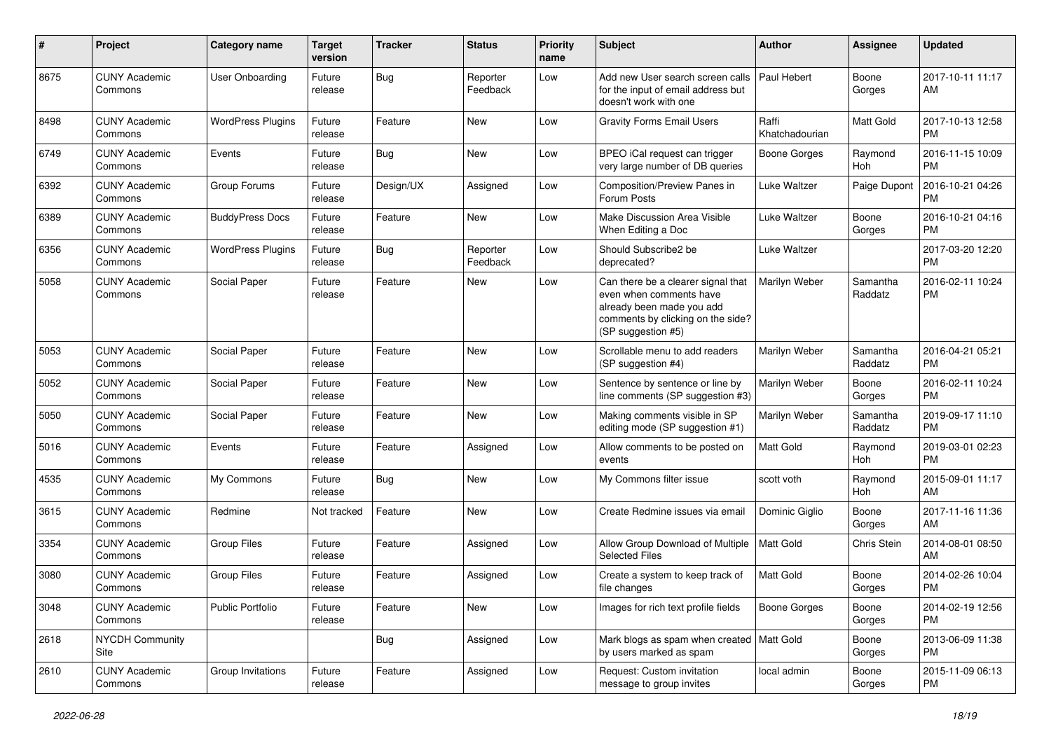| # | Project | Category name | Target version | Tracker | Status | Priority name | Subject | Author | Assignee | Updated |
|---|---|---|---|---|---|---|---|---|---|---|
| 8675 | CUNY Academic Commons | User Onboarding | Future release | Bug | Reporter Feedback | Low | Add new User search screen calls for the input of email address but doesn't work with one | Paul Hebert | Boone Gorges | 2017-10-11 11:17 AM |
| 8498 | CUNY Academic Commons | WordPress Plugins | Future release | Feature | New | Low | Gravity Forms Email Users | Raffi Khatchadourian | Matt Gold | 2017-10-13 12:58 PM |
| 6749 | CUNY Academic Commons | Events | Future release | Bug | New | Low | BPEO iCal request can trigger very large number of DB queries | Boone Gorges | Raymond Hoh | 2016-11-15 10:09 PM |
| 6392 | CUNY Academic Commons | Group Forums | Future release | Design/UX | Assigned | Low | Composition/Preview Panes in Forum Posts | Luke Waltzer | Paige Dupont | 2016-10-21 04:26 PM |
| 6389 | CUNY Academic Commons | BuddyPress Docs | Future release | Feature | New | Low | Make Discussion Area Visible When Editing a Doc | Luke Waltzer | Boone Gorges | 2016-10-21 04:16 PM |
| 6356 | CUNY Academic Commons | WordPress Plugins | Future release | Bug | Reporter Feedback | Low | Should Subscribe2 be deprecated? | Luke Waltzer | | 2017-03-20 12:20 PM |
| 5058 | CUNY Academic Commons | Social Paper | Future release | Feature | New | Low | Can there be a clearer signal that even when comments have already been made you add comments by clicking on the side? (SP suggestion #5) | Marilyn Weber | Samantha Raddatz | 2016-02-11 10:24 PM |
| 5053 | CUNY Academic Commons | Social Paper | Future release | Feature | New | Low | Scrollable menu to add readers (SP suggestion #4) | Marilyn Weber | Samantha Raddatz | 2016-04-21 05:21 PM |
| 5052 | CUNY Academic Commons | Social Paper | Future release | Feature | New | Low | Sentence by sentence or line by line comments (SP suggestion #3) | Marilyn Weber | Boone Gorges | 2016-02-11 10:24 PM |
| 5050 | CUNY Academic Commons | Social Paper | Future release | Feature | New | Low | Making comments visible in SP editing mode (SP suggestion #1) | Marilyn Weber | Samantha Raddatz | 2019-09-17 11:10 PM |
| 5016 | CUNY Academic Commons | Events | Future release | Feature | Assigned | Low | Allow comments to be posted on events | Matt Gold | Raymond Hoh | 2019-03-01 02:23 PM |
| 4535 | CUNY Academic Commons | My Commons | Future release | Bug | New | Low | My Commons filter issue | scott voth | Raymond Hoh | 2015-09-01 11:17 AM |
| 3615 | CUNY Academic Commons | Redmine | Not tracked | Feature | New | Low | Create Redmine issues via email | Dominic Giglio | Boone Gorges | 2017-11-16 11:36 AM |
| 3354 | CUNY Academic Commons | Group Files | Future release | Feature | Assigned | Low | Allow Group Download of Multiple Selected Files | Matt Gold | Chris Stein | 2014-08-01 08:50 AM |
| 3080 | CUNY Academic Commons | Group Files | Future release | Feature | Assigned | Low | Create a system to keep track of file changes | Matt Gold | Boone Gorges | 2014-02-26 10:04 PM |
| 3048 | CUNY Academic Commons | Public Portfolio | Future release | Feature | New | Low | Images for rich text profile fields | Boone Gorges | Boone Gorges | 2014-02-19 12:56 PM |
| 2618 | NYCDH Community Site | | | Bug | Assigned | Low | Mark blogs as spam when created by users marked as spam | Matt Gold | Boone Gorges | 2013-06-09 11:38 PM |
| 2610 | CUNY Academic Commons | Group Invitations | Future release | Feature | Assigned | Low | Request: Custom invitation message to group invites | local admin | Boone Gorges | 2015-11-09 06:13 PM |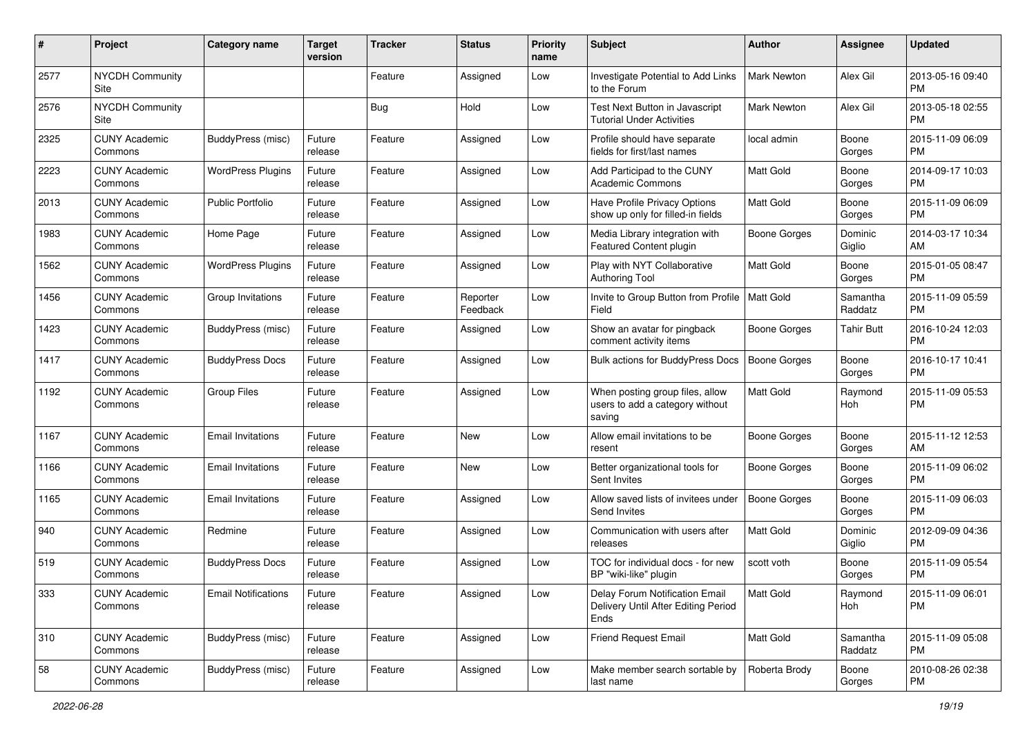| # | Project | Category name | Target version | Tracker | Status | Priority name | Subject | Author | Assignee | Updated |
|---|---|---|---|---|---|---|---|---|---|---|
| 2577 | NYCDH Community Site | | | Feature | Assigned | Low | Investigate Potential to Add Links to the Forum | Mark Newton | Alex Gil | 2013-05-16 09:40 PM |
| 2576 | NYCDH Community Site | | | Bug | Hold | Low | Test Next Button in Javascript Tutorial Under Activities | Mark Newton | Alex Gil | 2013-05-18 02:55 PM |
| 2325 | CUNY Academic Commons | BuddyPress (misc) | Future release | Feature | Assigned | Low | Profile should have separate fields for first/last names | local admin | Boone Gorges | 2015-11-09 06:09 PM |
| 2223 | CUNY Academic Commons | WordPress Plugins | Future release | Feature | Assigned | Low | Add Participad to the CUNY Academic Commons | Matt Gold | Boone Gorges | 2014-09-17 10:03 PM |
| 2013 | CUNY Academic Commons | Public Portfolio | Future release | Feature | Assigned | Low | Have Profile Privacy Options show up only for filled-in fields | Matt Gold | Boone Gorges | 2015-11-09 06:09 PM |
| 1983 | CUNY Academic Commons | Home Page | Future release | Feature | Assigned | Low | Media Library integration with Featured Content plugin | Boone Gorges | Dominic Giglio | 2014-03-17 10:34 AM |
| 1562 | CUNY Academic Commons | WordPress Plugins | Future release | Feature | Assigned | Low | Play with NYT Collaborative Authoring Tool | Matt Gold | Boone Gorges | 2015-01-05 08:47 PM |
| 1456 | CUNY Academic Commons | Group Invitations | Future release | Feature | Reporter Feedback | Low | Invite to Group Button from Profile Field | Matt Gold | Samantha Raddatz | 2015-11-09 05:59 PM |
| 1423 | CUNY Academic Commons | BuddyPress (misc) | Future release | Feature | Assigned | Low | Show an avatar for pingback comment activity items | Boone Gorges | Tahir Butt | 2016-10-24 12:03 PM |
| 1417 | CUNY Academic Commons | BuddyPress Docs | Future release | Feature | Assigned | Low | Bulk actions for BuddyPress Docs | Boone Gorges | Boone Gorges | 2016-10-17 10:41 PM |
| 1192 | CUNY Academic Commons | Group Files | Future release | Feature | Assigned | Low | When posting group files, allow users to add a category without saving | Matt Gold | Raymond Hoh | 2015-11-09 05:53 PM |
| 1167 | CUNY Academic Commons | Email Invitations | Future release | Feature | New | Low | Allow email invitations to be resent | Boone Gorges | Boone Gorges | 2015-11-12 12:53 AM |
| 1166 | CUNY Academic Commons | Email Invitations | Future release | Feature | New | Low | Better organizational tools for Sent Invites | Boone Gorges | Boone Gorges | 2015-11-09 06:02 PM |
| 1165 | CUNY Academic Commons | Email Invitations | Future release | Feature | Assigned | Low | Allow saved lists of invitees under Send Invites | Boone Gorges | Boone Gorges | 2015-11-09 06:03 PM |
| 940 | CUNY Academic Commons | Redmine | Future release | Feature | Assigned | Low | Communication with users after releases | Matt Gold | Dominic Giglio | 2012-09-09 04:36 PM |
| 519 | CUNY Academic Commons | BuddyPress Docs | Future release | Feature | Assigned | Low | TOC for individual docs - for new BP "wiki-like" plugin | scott voth | Boone Gorges | 2015-11-09 05:54 PM |
| 333 | CUNY Academic Commons | Email Notifications | Future release | Feature | Assigned | Low | Delay Forum Notification Email Delivery Until After Editing Period Ends | Matt Gold | Raymond Hoh | 2015-11-09 06:01 PM |
| 310 | CUNY Academic Commons | BuddyPress (misc) | Future release | Feature | Assigned | Low | Friend Request Email | Matt Gold | Samantha Raddatz | 2015-11-09 05:08 PM |
| 58 | CUNY Academic Commons | BuddyPress (misc) | Future release | Feature | Assigned | Low | Make member search sortable by last name | Roberta Brody | Boone Gorges | 2010-08-26 02:38 PM |